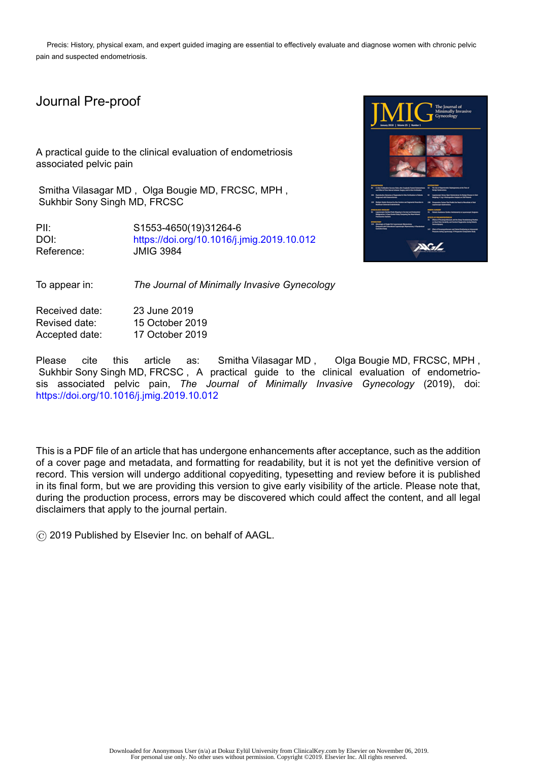Precis: History, physical exam, and expert guided imaging are essential to effectively evaluate and diagnose women with chronic pelvic pain and suspected endometriosis.

Journal Pre-proof

A practical guide to the clinical evaluation of endometriosis associated pelvic pain

Smitha Vilasagar MD , Olga Bougie MD, FRCSC, MPH , Sukhbir Sony Singh MD, FRCSC

PII: S1553-4650(19)31264-6
DOI: https://doi.org/10.1016/j.jmig.2019.10.012
Reference: JMIG 3984

To appear in: *The Journal of Minimally Invasive Gynecology*

Received date: 23 June 2019
Revised date: 15 October 2019
Accepted date: 17 October 2019

Please cite this article as: Smitha Vilasagar MD , Olga Bougie MD, FRCSC, MPH , Sukhbir Sony Singh MD, FRCSC , A practical guide to the clinical evaluation of endometriosis associated pelvic pain, *The Journal of Minimally Invasive Gynecology* (2019), doi: https://doi.org/10.1016/j.jmig.2019.10.012

This is a PDF file of an article that has undergone enhancements after acceptance, such as the addition of a cover page and metadata, and formatting for readability, but it is not yet the definitive version of record. This version will undergo additional copyediting, typesetting and review before it is published in its final form, but we are providing this version to give early visibility of the article. Please note that, during the production process, errors may be discovered which could affect the content, and all legal disclaimers that apply to the journal pertain.

© 2019 Published by Elsevier Inc. on behalf of AAGL.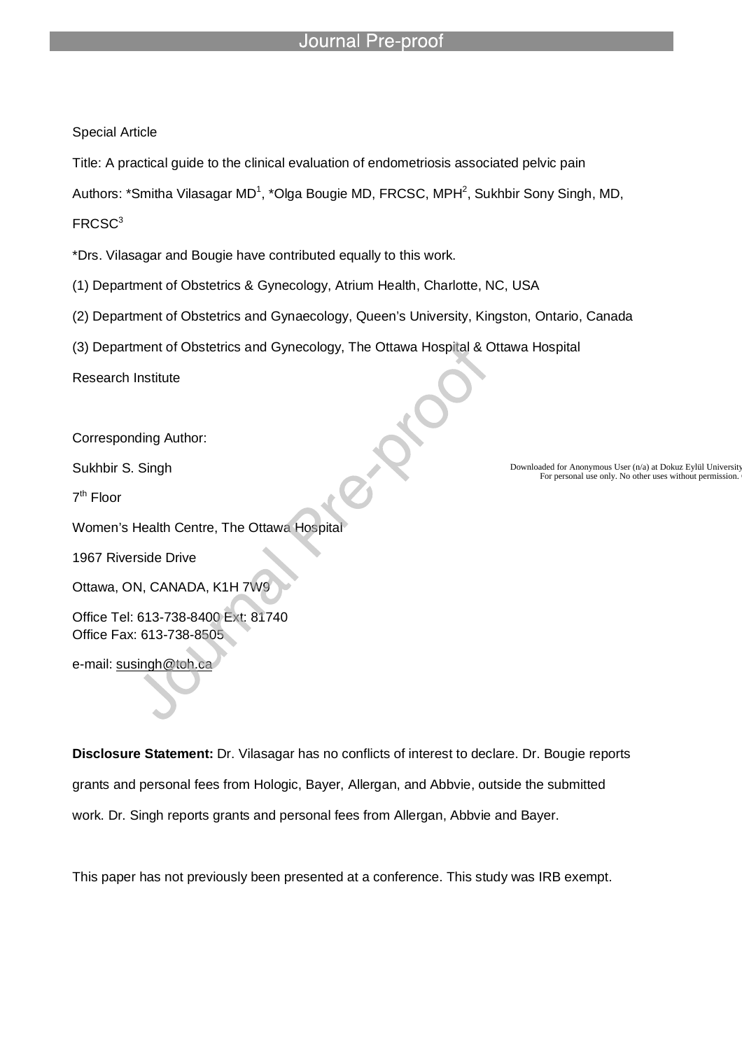Special Article

Title: A practical guide to the clinical evaluation of endometriosis associated pelvic pain

Authors: *Smitha Vilasagar MD[1], *Olga Bougie MD, FRCSC, MPH[2], Sukhbir Sony Singh, MD, FRCSC[3]

*Drs. Vilasagar and Bougie have contributed equally to this work.

(1) Department of Obstetrics & Gynecology, Atrium Health, Charlotte, NC, USA

(2) Department of Obstetrics and Gynaecology, Queen's University, Kingston, Ontario, Canada

(3) Department of Obstetrics and Gynecology, The Ottawa Hospital & Ottawa Hospital Research Institute

Corresponding Author:

Sukhbir S. Singh

7th Floor

Women's Health Centre, The Ottawa Hospital

1967 Riverside Drive

Ottawa, ON, CANADA, K1H 7W9

Office Tel: 613-738-8400 Ext: 81740
Office Fax: 613-738-8505

e-mail: susingh@toh.ca

**Disclosure Statement:** Dr. Vilasagar has no conflicts of interest to declare. Dr. Bougie reports grants and personal fees from Hologic, Bayer, Allergan, and Abbvie, outside the submitted work. Dr. Singh reports grants and personal fees from Allergan, Abbvie and Bayer.

This paper has not previously been presented at a conference. This study was IRB exempt.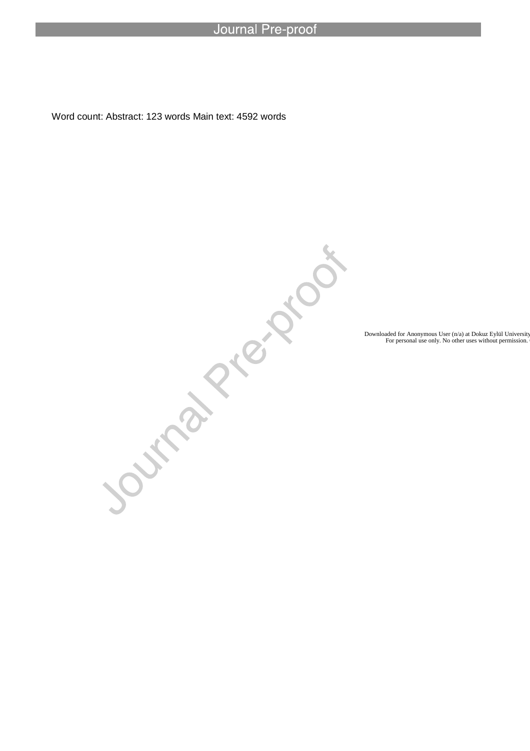Word count: Abstract: 123 words Main text: 4592 words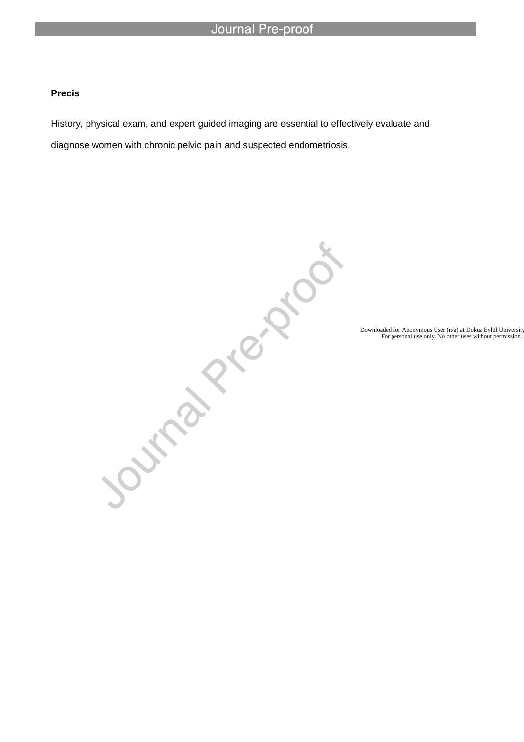**Precis**

History, physical exam, and expert guided imaging are essential to effectively evaluate and diagnose women with chronic pelvic pain and suspected endometriosis.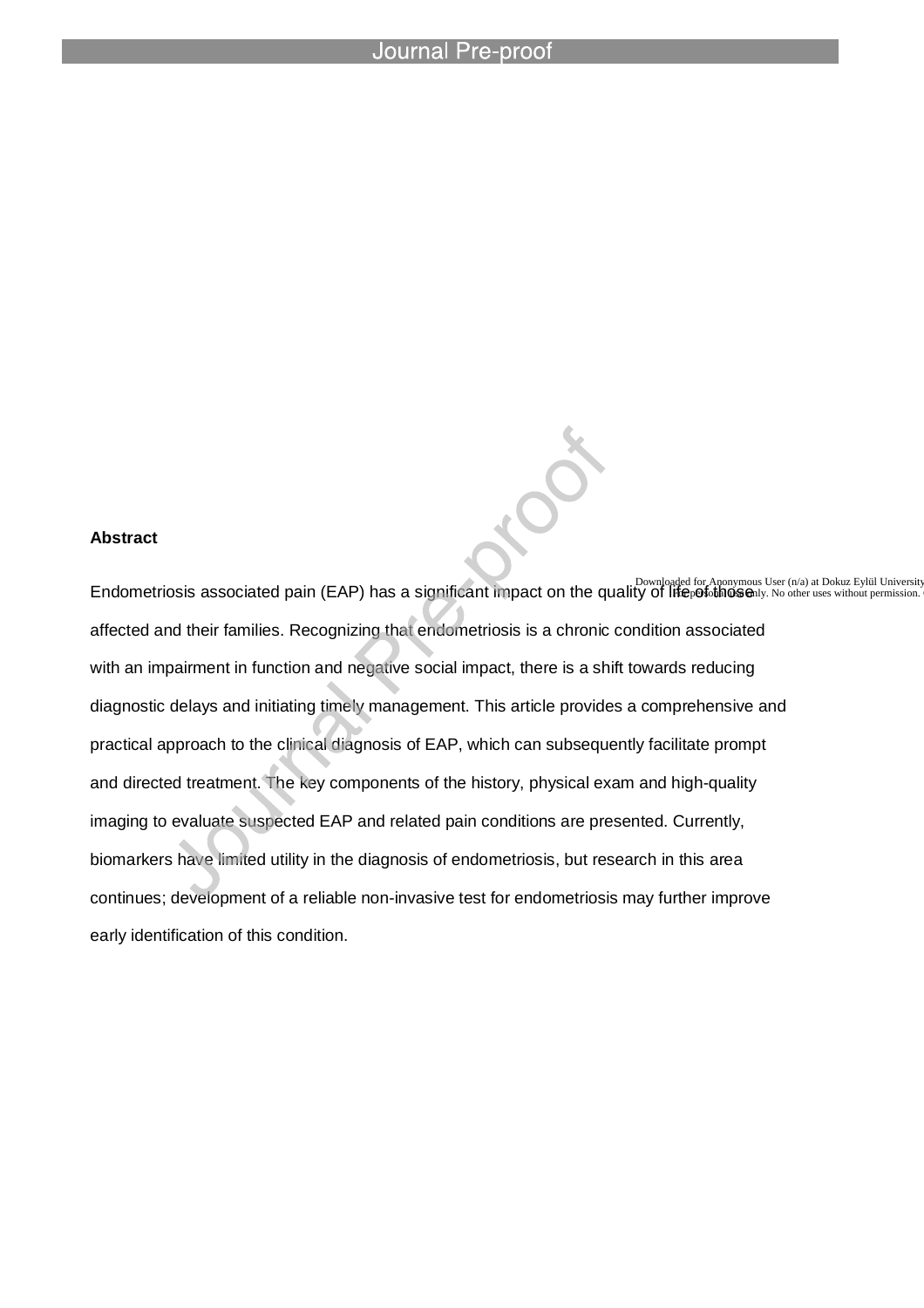**Abstract**

Endometriosis associated pain (EAP) has a significant impact on the quality of life of those affected and their families. Recognizing that endometriosis is a chronic condition associated with an impairment in function and negative social impact, there is a shift towards reducing diagnostic delays and initiating timely management. This article provides a comprehensive and practical approach to the clinical diagnosis of EAP, which can subsequently facilitate prompt and directed treatment. The key components of the history, physical exam and high-quality imaging to evaluate suspected EAP and related pain conditions are presented. Currently, biomarkers have limited utility in the diagnosis of endometriosis, but research in this area continues; development of a reliable non-invasive test for endometriosis may further improve early identification of this condition.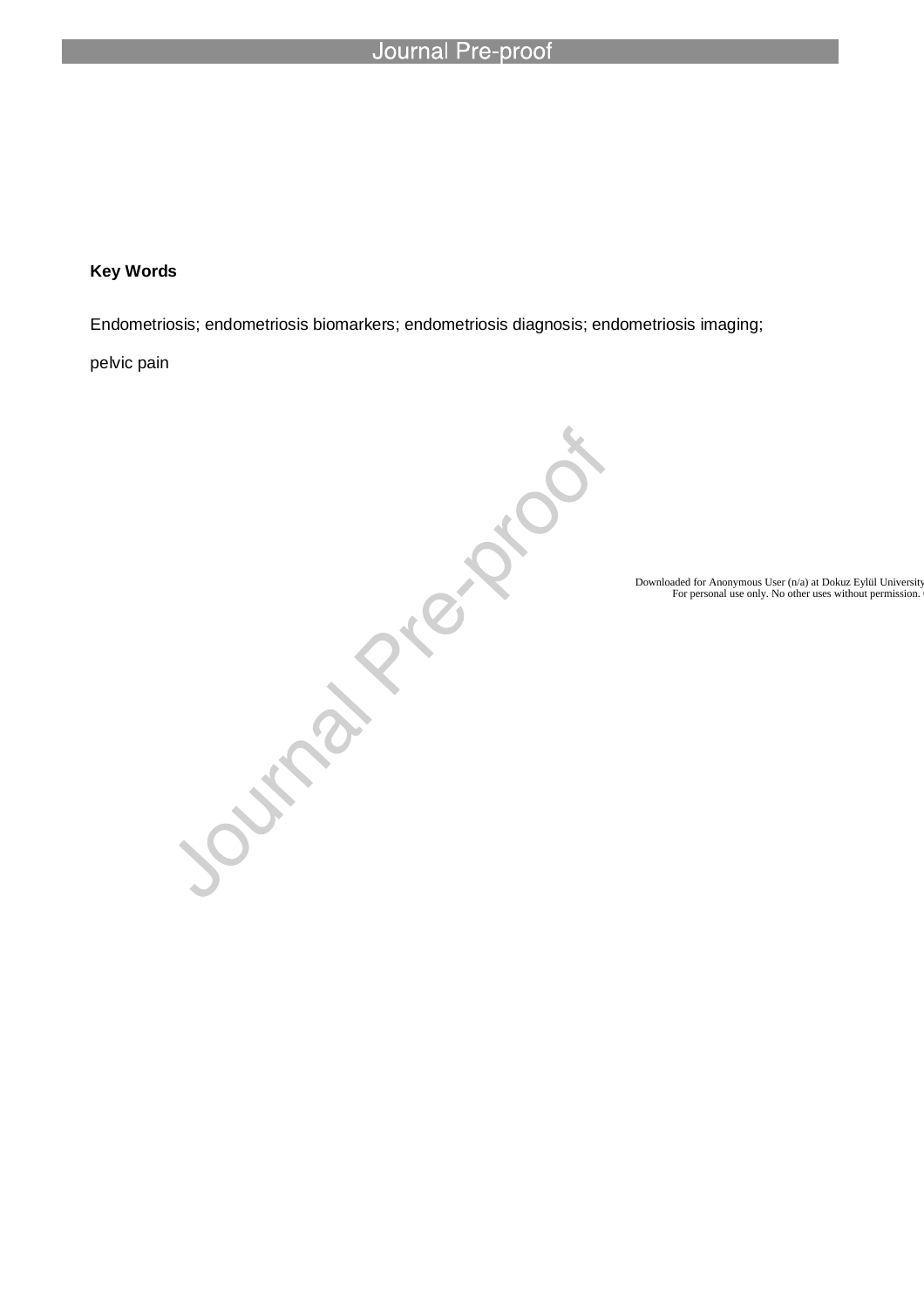**Key Words**

Endometriosis; endometriosis biomarkers; endometriosis diagnosis; endometriosis imaging; pelvic pain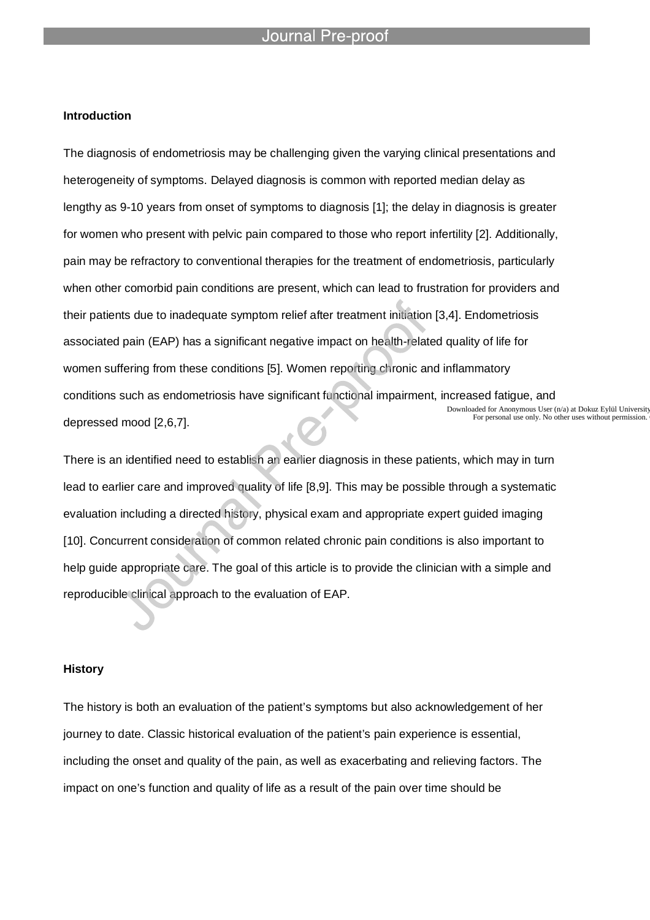**Introduction**

The diagnosis of endometriosis may be challenging given the varying clinical presentations and heterogeneity of symptoms. Delayed diagnosis is common with reported median delay as lengthy as 9-10 years from onset of symptoms to diagnosis [1]; the delay in diagnosis is greater for women who present with pelvic pain compared to those who report infertility [2]. Additionally, pain may be refractory to conventional therapies for the treatment of endometriosis, particularly when other comorbid pain conditions are present, which can lead to frustration for providers and their patients due to inadequate symptom relief after treatment initiation [3,4]. Endometriosis associated pain (EAP) has a significant negative impact on health-related quality of life for women suffering from these conditions [5]. Women reporting chronic and inflammatory conditions such as endometriosis have significant functional impairment, increased fatigue, and depressed mood [2,6,7].

There is an identified need to establish an earlier diagnosis in these patients, which may in turn lead to earlier care and improved quality of life [8,9]. This may be possible through a systematic evaluation including a directed history, physical exam and appropriate expert guided imaging [10]. Concurrent consideration of common related chronic pain conditions is also important to help guide appropriate care. The goal of this article is to provide the clinician with a simple and reproducible clinical approach to the evaluation of EAP.

**History**

The history is both an evaluation of the patient's symptoms but also acknowledgement of her journey to date. Classic historical evaluation of the patient's pain experience is essential, including the onset and quality of the pain, as well as exacerbating and relieving factors. The impact on one's function and quality of life as a result of the pain over time should be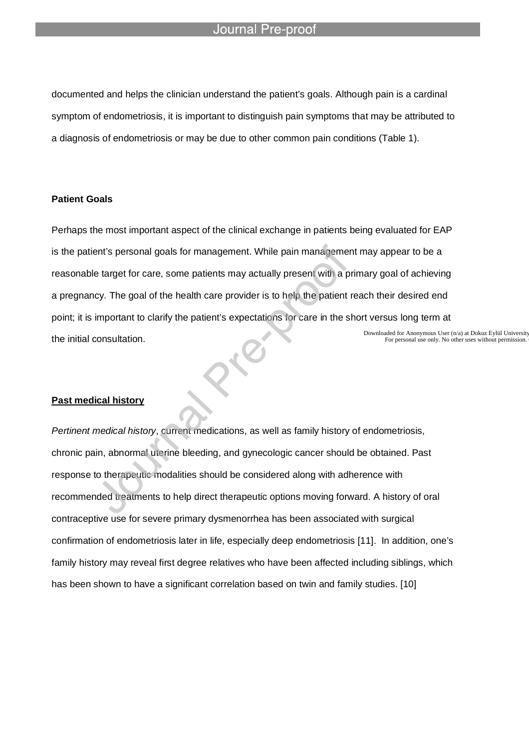documented and helps the clinician understand the patient's goals. Although pain is a cardinal symptom of endometriosis, it is important to distinguish pain symptoms that may be attributed to a diagnosis of endometriosis or may be due to other common pain conditions (Table 1).

**Patient Goals**

Perhaps the most important aspect of the clinical exchange in patients being evaluated for EAP is the patient's personal goals for management. While pain management may appear to be a reasonable target for care, some patients may actually present with a primary goal of achieving a pregnancy. The goal of the health care provider is to help the patient reach their desired end point; it is important to clarify the patient's expectations for care in the short versus long term at the initial consultation.

**Past medical history**

*Pertinent medical history*, current medications, as well as family history of endometriosis, chronic pain, abnormal uterine bleeding, and gynecologic cancer should be obtained. Past response to therapeutic modalities should be considered along with adherence with recommended treatments to help direct therapeutic options moving forward. A history of oral contraceptive use for severe primary dysmenorrhea has been associated with surgical confirmation of endometriosis later in life, especially deep endometriosis [11]. In addition, one's family history may reveal first degree relatives who have been affected including siblings, which has been shown to have a significant correlation based on twin and family studies. [10]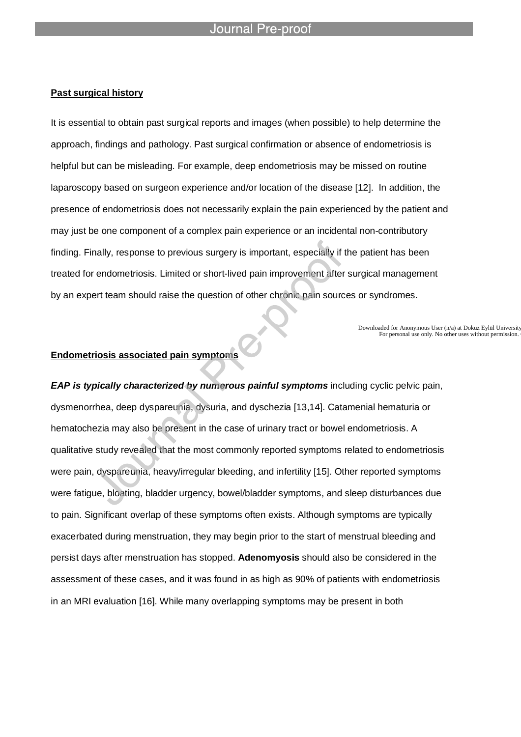**Past surgical history**

It is essential to obtain past surgical reports and images (when possible) to help determine the approach, findings and pathology. Past surgical confirmation or absence of endometriosis is helpful but can be misleading. For example, deep endometriosis may be missed on routine laparoscopy based on surgeon experience and/or location of the disease [12]. In addition, the presence of endometriosis does not necessarily explain the pain experienced by the patient and may just be one component of a complex pain experience or an incidental non-contributory finding. Finally, response to previous surgery is important, especially if the patient has been treated for endometriosis. Limited or short-lived pain improvement after surgical management by an expert team should raise the question of other chronic pain sources or syndromes.

**Endometriosis associated pain symptoms**

***EAP is typically characterized by numerous painful symptoms*** including cyclic pelvic pain, dysmenorrhea, deep dyspareunia, dysuria, and dyschezia [13,14]. Catamenial hematuria or hematochezia may also be present in the case of urinary tract or bowel endometriosis. A qualitative study revealed that the most commonly reported symptoms related to endometriosis were pain, dyspareunia, heavy/irregular bleeding, and infertility [15]. Other reported symptoms were fatigue, bloating, bladder urgency, bowel/bladder symptoms, and sleep disturbances due to pain. Significant overlap of these symptoms often exists. Although symptoms are typically exacerbated during menstruation, they may begin prior to the start of menstrual bleeding and persist days after menstruation has stopped. **Adenomyosis** should also be considered in the assessment of these cases, and it was found in as high as 90% of patients with endometriosis in an MRI evaluation [16]. While many overlapping symptoms may be present in both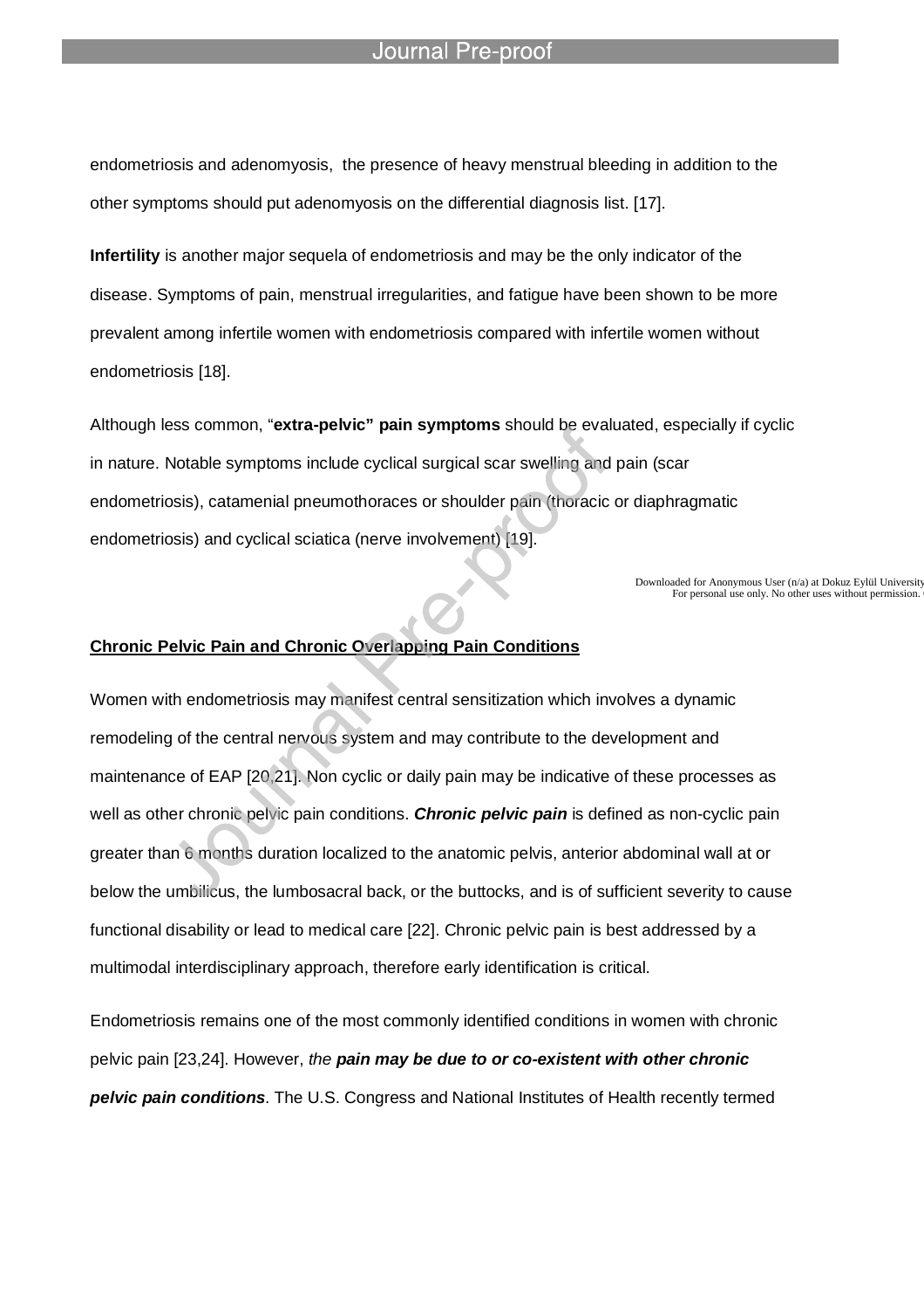endometriosis and adenomyosis, the presence of heavy menstrual bleeding in addition to the other symptoms should put adenomyosis on the differential diagnosis list. [17].

**Infertility** is another major sequela of endometriosis and may be the only indicator of the disease. Symptoms of pain, menstrual irregularities, and fatigue have been shown to be more prevalent among infertile women with endometriosis compared with infertile women without endometriosis [18].

Although less common, "**extra-pelvic" pain symptoms** should be evaluated, especially if cyclic in nature. Notable symptoms include cyclical surgical scar swelling and pain (scar endometriosis), catamenial pneumothoraces or shoulder pain (thoracic or diaphragmatic endometriosis) and cyclical sciatica (nerve involvement) [19].

**Chronic Pelvic Pain and Chronic Overlapping Pain Conditions**

Women with endometriosis may manifest central sensitization which involves a dynamic remodeling of the central nervous system and may contribute to the development and maintenance of EAP [20,21]. Non cyclic or daily pain may be indicative of these processes as well as other chronic pelvic pain conditions. ***Chronic pelvic pain*** is defined as non-cyclic pain greater than 6 months duration localized to the anatomic pelvis, anterior abdominal wall at or below the umbilicus, the lumbosacral back, or the buttocks, and is of sufficient severity to cause functional disability or lead to medical care [22]. Chronic pelvic pain is best addressed by a multimodal interdisciplinary approach, therefore early identification is critical.

Endometriosis remains one of the most commonly identified conditions in women with chronic pelvic pain [23,24]. However, *the* ***pain may be due to or co-existent with other chronic pelvic pain conditions***. The U.S. Congress and National Institutes of Health recently termed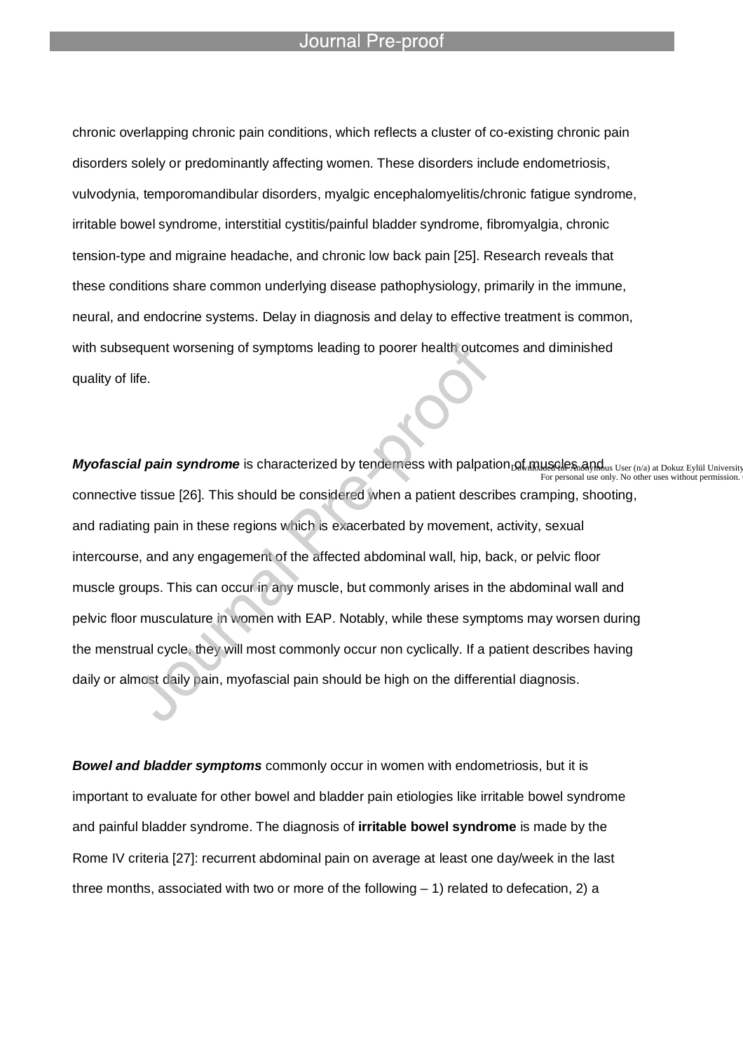chronic overlapping chronic pain conditions, which reflects a cluster of co-existing chronic pain disorders solely or predominantly affecting women. These disorders include endometriosis, vulvodynia, temporomandibular disorders, myalgic encephalomyelitis/chronic fatigue syndrome, irritable bowel syndrome, interstitial cystitis/painful bladder syndrome, fibromyalgia, chronic tension-type and migraine headache, and chronic low back pain [25]. Research reveals that these conditions share common underlying disease pathophysiology, primarily in the immune, neural, and endocrine systems. Delay in diagnosis and delay to effective treatment is common, with subsequent worsening of symptoms leading to poorer health outcomes and diminished quality of life.

***Myofascial pain syndrome*** is characterized by tenderness with palpation of muscles and connective tissue [26]. This should be considered when a patient describes cramping, shooting, and radiating pain in these regions which is exacerbated by movement, activity, sexual intercourse, and any engagement of the affected abdominal wall, hip, back, or pelvic floor muscle groups. This can occur in any muscle, but commonly arises in the abdominal wall and pelvic floor musculature in women with EAP. Notably, while these symptoms may worsen during the menstrual cycle, they will most commonly occur non cyclically. If a patient describes having daily or almost daily pain, myofascial pain should be high on the differential diagnosis.

***Bowel and bladder symptoms*** commonly occur in women with endometriosis, but it is important to evaluate for other bowel and bladder pain etiologies like irritable bowel syndrome and painful bladder syndrome. The diagnosis of **irritable bowel syndrome** is made by the Rome IV criteria [27]: recurrent abdominal pain on average at least one day/week in the last three months, associated with two or more of the following – 1) related to defecation, 2) a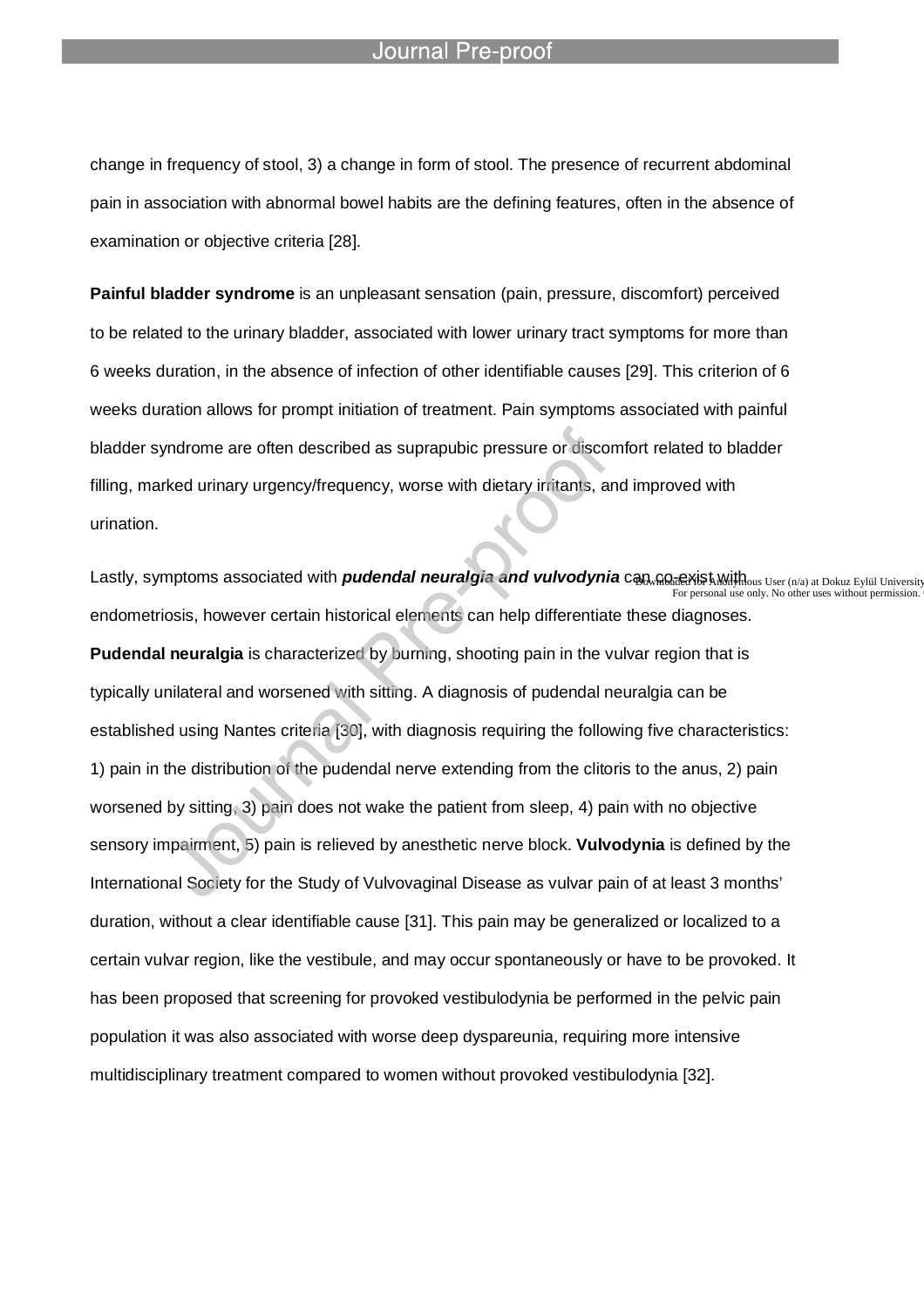change in frequency of stool, 3) a change in form of stool. The presence of recurrent abdominal pain in association with abnormal bowel habits are the defining features, often in the absence of examination or objective criteria [28].

**Painful bladder syndrome** is an unpleasant sensation (pain, pressure, discomfort) perceived to be related to the urinary bladder, associated with lower urinary tract symptoms for more than 6 weeks duration, in the absence of infection of other identifiable causes [29]. This criterion of 6 weeks duration allows for prompt initiation of treatment. Pain symptoms associated with painful bladder syndrome are often described as suprapubic pressure or discomfort related to bladder filling, marked urinary urgency/frequency, worse with dietary irritants, and improved with urination.

Lastly, symptoms associated with ***pudendal neuralgia and vulvodynia*** can co-exist with endometriosis, however certain historical elements can help differentiate these diagnoses. **Pudendal neuralgia** is characterized by burning, shooting pain in the vulvar region that is typically unilateral and worsened with sitting. A diagnosis of pudendal neuralgia can be established using Nantes criteria [30], with diagnosis requiring the following five characteristics: 1) pain in the distribution of the pudendal nerve extending from the clitoris to the anus, 2) pain worsened by sitting, 3) pain does not wake the patient from sleep, 4) pain with no objective sensory impairment, 5) pain is relieved by anesthetic nerve block. **Vulvodynia** is defined by the International Society for the Study of Vulvovaginal Disease as vulvar pain of at least 3 months' duration, without a clear identifiable cause [31]. This pain may be generalized or localized to a certain vulvar region, like the vestibule, and may occur spontaneously or have to be provoked. It has been proposed that screening for provoked vestibulodynia be performed in the pelvic pain population it was also associated with worse deep dyspareunia, requiring more intensive multidisciplinary treatment compared to women without provoked vestibulodynia [32].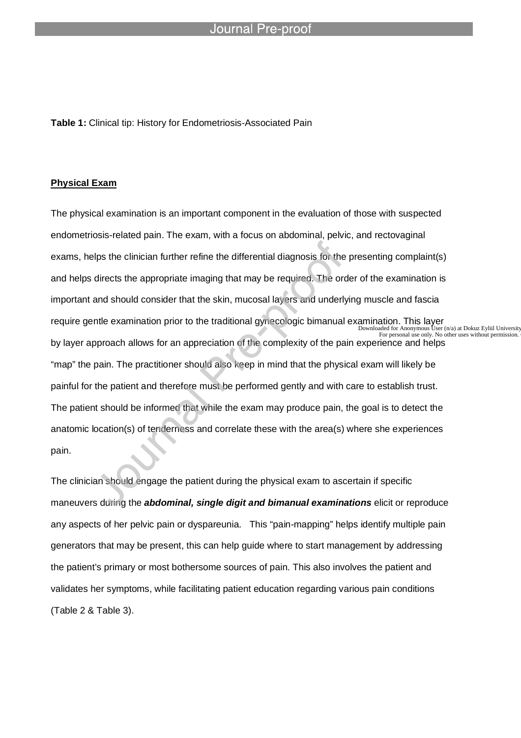**Table 1:** Clinical tip: History for Endometriosis-Associated Pain

**Physical Exam**

The physical examination is an important component in the evaluation of those with suspected endometriosis-related pain. The exam, with a focus on abdominal, pelvic, and rectovaginal exams, helps the clinician further refine the differential diagnosis for the presenting complaint(s) and helps directs the appropriate imaging that may be required. The order of the examination is important and should consider that the skin, mucosal layers and underlying muscle and fascia require gentle examination prior to the traditional gynecologic bimanual examination. This layer by layer approach allows for an appreciation of the complexity of the pain experience and helps "map" the pain. The practitioner should also keep in mind that the physical exam will likely be painful for the patient and therefore must be performed gently and with care to establish trust. The patient should be informed that while the exam may produce pain, the goal is to detect the anatomic location(s) of tenderness and correlate these with the area(s) where she experiences pain.

The clinician should engage the patient during the physical exam to ascertain if specific maneuvers during the ***abdominal, single digit and bimanual examinations*** elicit or reproduce any aspects of her pelvic pain or dyspareunia. This "pain-mapping" helps identify multiple pain generators that may be present, this can help guide where to start management by addressing the patient's primary or most bothersome sources of pain. This also involves the patient and validates her symptoms, while facilitating patient education regarding various pain conditions (Table 2 & Table 3).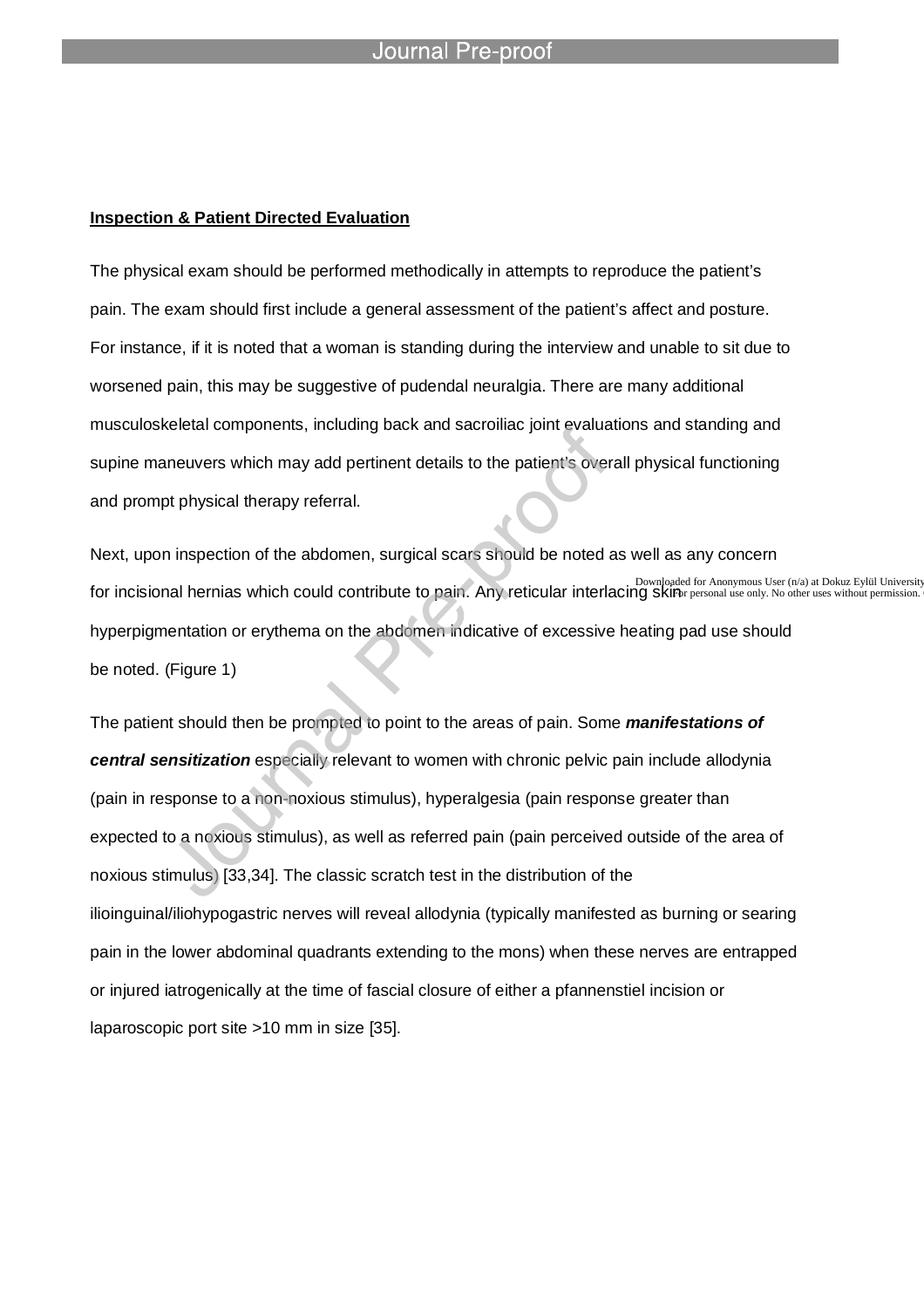**Inspection & Patient Directed Evaluation**

The physical exam should be performed methodically in attempts to reproduce the patient's pain. The exam should first include a general assessment of the patient's affect and posture. For instance, if it is noted that a woman is standing during the interview and unable to sit due to worsened pain, this may be suggestive of pudendal neuralgia. There are many additional musculoskeletal components, including back and sacroiliac joint evaluations and standing and supine maneuvers which may add pertinent details to the patient's overall physical functioning and prompt physical therapy referral.

Next, upon inspection of the abdomen, surgical scars should be noted as well as any concern for incisional hernias which could contribute to pain. Any reticular interlacing skin hyperpigmentation or erythema on the abdomen indicative of excessive heating pad use should be noted. (Figure 1)

The patient should then be prompted to point to the areas of pain. Some ***manifestations of central sensitization*** especially relevant to women with chronic pelvic pain include allodynia (pain in response to a non-noxious stimulus), hyperalgesia (pain response greater than expected to a noxious stimulus), as well as referred pain (pain perceived outside of the area of noxious stimulus) [33,34]. The classic scratch test in the distribution of the ilioinguinal/iliohypogastric nerves will reveal allodynia (typically manifested as burning or searing pain in the lower abdominal quadrants extending to the mons) when these nerves are entrapped or injured iatrogenically at the time of fascial closure of either a pfannenstiel incision or laparoscopic port site >10 mm in size [35].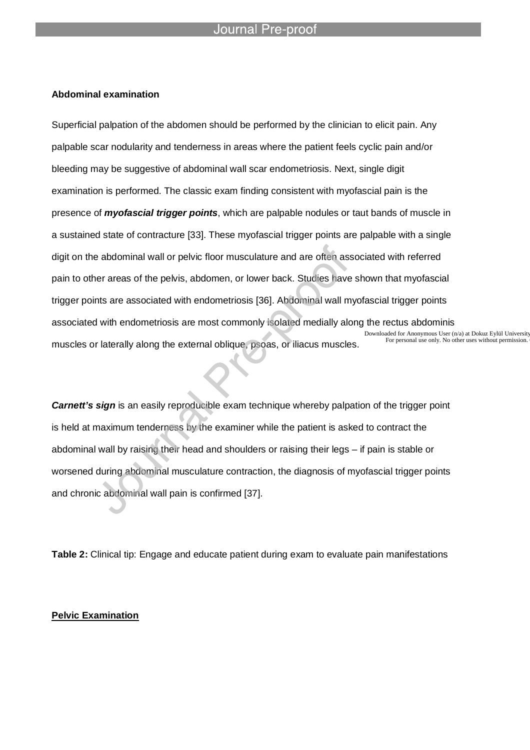**Abdominal examination**

Superficial palpation of the abdomen should be performed by the clinician to elicit pain. Any palpable scar nodularity and tenderness in areas where the patient feels cyclic pain and/or bleeding may be suggestive of abdominal wall scar endometriosis. Next, single digit examination is performed. The classic exam finding consistent with myofascial pain is the presence of ***myofascial trigger points***, which are palpable nodules or taut bands of muscle in a sustained state of contracture [33]. These myofascial trigger points are palpable with a single digit on the abdominal wall or pelvic floor musculature and are often associated with referred pain to other areas of the pelvis, abdomen, or lower back. Studies have shown that myofascial trigger points are associated with endometriosis [36]. Abdominal wall myofascial trigger points associated with endometriosis are most commonly isolated medially along the rectus abdominis muscles or laterally along the external oblique, psoas, or iliacus muscles.

***Carnett's sign*** is an easily reproducible exam technique whereby palpation of the trigger point is held at maximum tenderness by the examiner while the patient is asked to contract the abdominal wall by raising their head and shoulders or raising their legs – if pain is stable or worsened during abdominal musculature contraction, the diagnosis of myofascial trigger points and chronic abdominal wall pain is confirmed [37].

**Table 2:** Clinical tip: Engage and educate patient during exam to evaluate pain manifestations

**Pelvic Examination**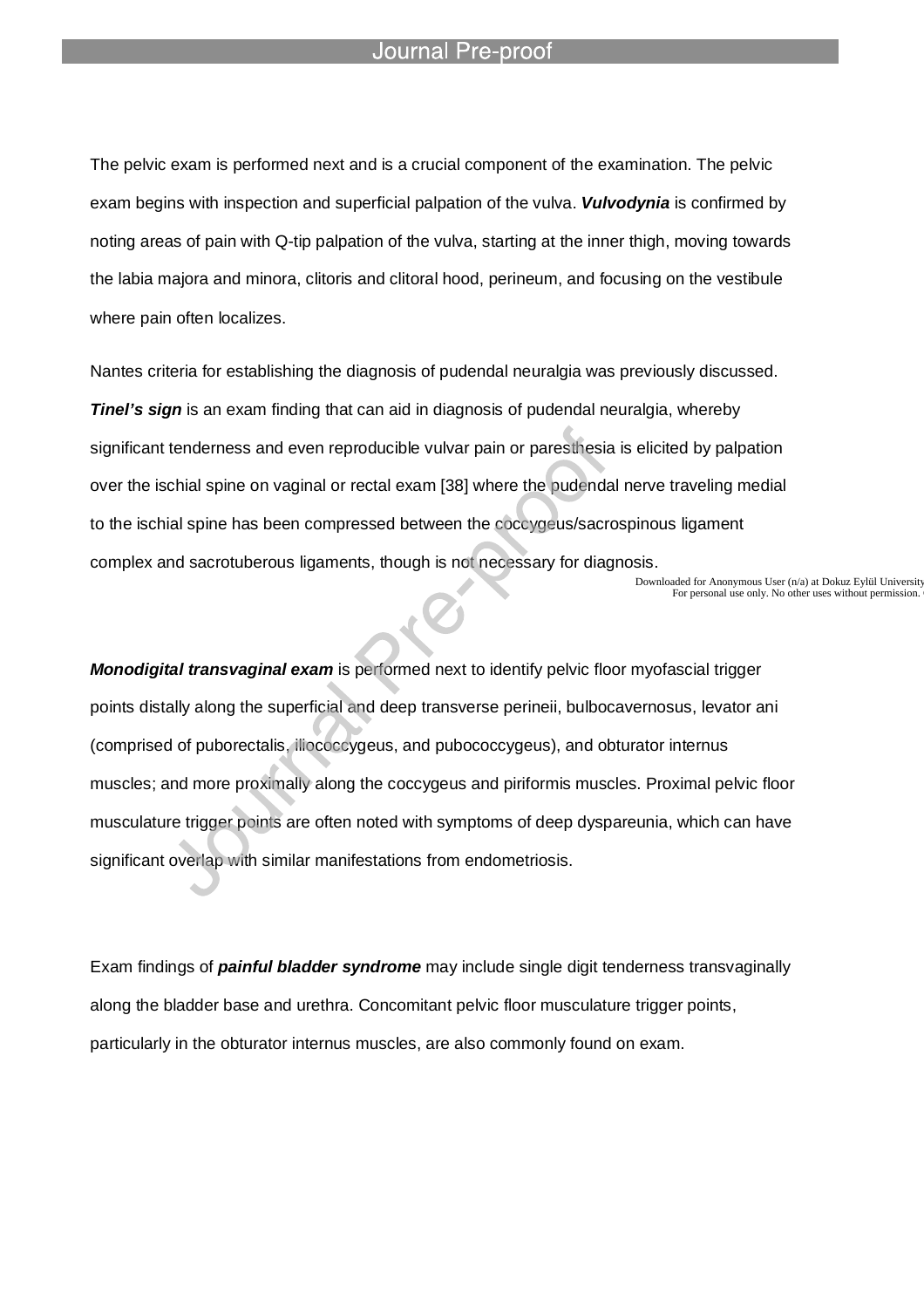The pelvic exam is performed next and is a crucial component of the examination. The pelvic exam begins with inspection and superficial palpation of the vulva. ***Vulvodynia*** is confirmed by noting areas of pain with Q-tip palpation of the vulva, starting at the inner thigh, moving towards the labia majora and minora, clitoris and clitoral hood, perineum, and focusing on the vestibule where pain often localizes.

Nantes criteria for establishing the diagnosis of pudendal neuralgia was previously discussed. ***Tinel's sign*** is an exam finding that can aid in diagnosis of pudendal neuralgia, whereby significant tenderness and even reproducible vulvar pain or paresthesia is elicited by palpation over the ischial spine on vaginal or rectal exam [38] where the pudendal nerve traveling medial to the ischial spine has been compressed between the coccygeus/sacrospinous ligament complex and sacrotuberous ligaments, though is not necessary for diagnosis.

***Monodigital transvaginal exam*** is performed next to identify pelvic floor myofascial trigger points distally along the superficial and deep transverse perineii, bulbocavernosus, levator ani (comprised of puborectalis, iliococcygeus, and pubococcygeus), and obturator internus muscles; and more proximally along the coccygeus and piriformis muscles. Proximal pelvic floor musculature trigger points are often noted with symptoms of deep dyspareunia, which can have significant overlap with similar manifestations from endometriosis.

Exam findings of ***painful bladder syndrome*** may include single digit tenderness transvaginally along the bladder base and urethra. Concomitant pelvic floor musculature trigger points, particularly in the obturator internus muscles, are also commonly found on exam.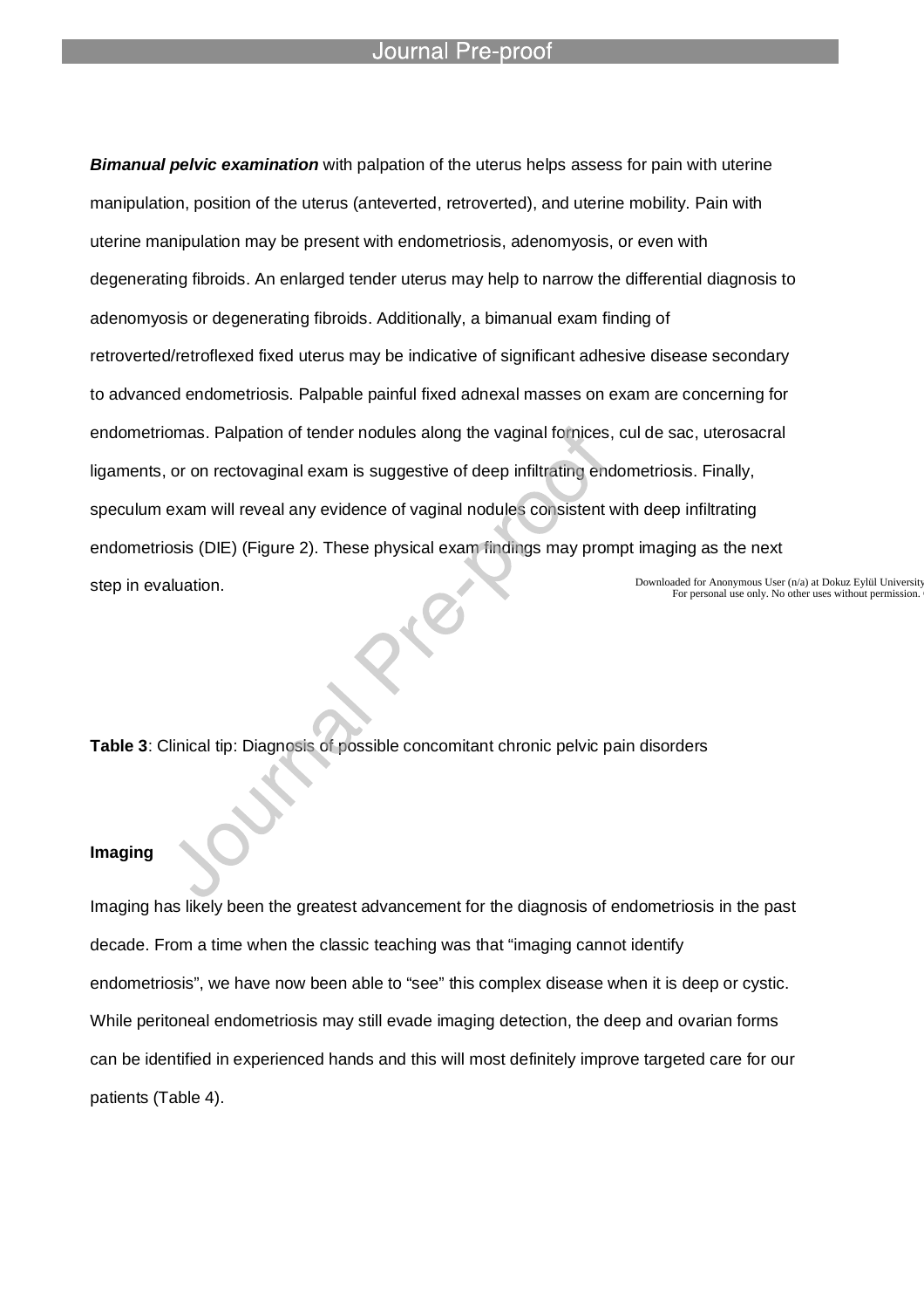***Bimanual pelvic examination*** with palpation of the uterus helps assess for pain with uterine manipulation, position of the uterus (anteverted, retroverted), and uterine mobility. Pain with uterine manipulation may be present with endometriosis, adenomyosis, or even with degenerating fibroids. An enlarged tender uterus may help to narrow the differential diagnosis to adenomyosis or degenerating fibroids. Additionally, a bimanual exam finding of retroverted/retroflexed fixed uterus may be indicative of significant adhesive disease secondary to advanced endometriosis. Palpable painful fixed adnexal masses on exam are concerning for endometriomas. Palpation of tender nodules along the vaginal fornices, cul de sac, uterosacral ligaments, or on rectovaginal exam is suggestive of deep infiltrating endometriosis. Finally, speculum exam will reveal any evidence of vaginal nodules consistent with deep infiltrating endometriosis (DIE) (Figure 2). These physical exam findings may prompt imaging as the next step in evaluation.

**Table 3**: Clinical tip: Diagnosis of possible concomitant chronic pelvic pain disorders

**Imaging**

Imaging has likely been the greatest advancement for the diagnosis of endometriosis in the past decade. From a time when the classic teaching was that "imaging cannot identify endometriosis", we have now been able to "see" this complex disease when it is deep or cystic. While peritoneal endometriosis may still evade imaging detection, the deep and ovarian forms can be identified in experienced hands and this will most definitely improve targeted care for our patients (Table 4).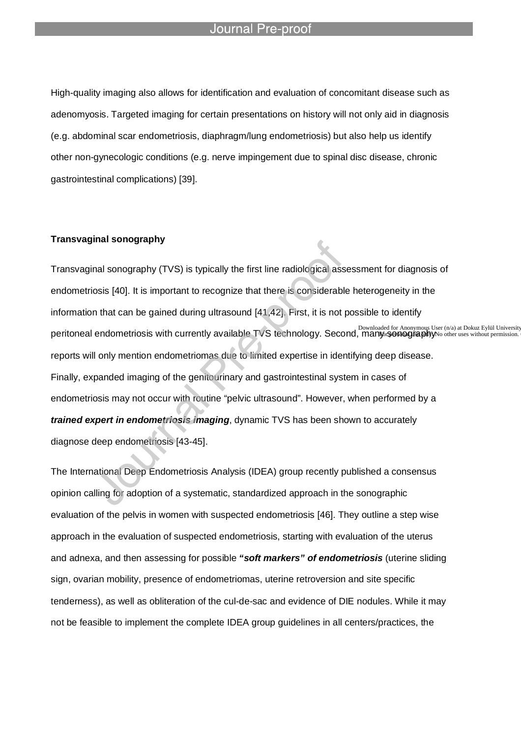High-quality imaging also allows for identification and evaluation of concomitant disease such as adenomyosis. Targeted imaging for certain presentations on history will not only aid in diagnosis (e.g. abdominal scar endometriosis, diaphragm/lung endometriosis) but also help us identify other non-gynecologic conditions (e.g. nerve impingement due to spinal disc disease, chronic gastrointestinal complications) [39].

### Transvaginal sonography

Transvaginal sonography (TVS) is typically the first line radiological assessment for diagnosis of endometriosis [40]. It is important to recognize that there is considerable heterogeneity in the information that can be gained during ultrasound [41,42]. First, it is not possible to identify peritoneal endometriosis with currently available TVS technology. Second, many sonography reports will only mention endometriomas due to limited expertise in identifying deep disease. Finally, expanded imaging of the genitourinary and gastrointestinal system in cases of endometriosis may not occur with routine "pelvic ultrasound". However, when performed by a ***trained expert in endometriosis imaging***, dynamic TVS has been shown to accurately diagnose deep endometriosis [43-45].

The International Deep Endometriosis Analysis (IDEA) group recently published a consensus opinion calling for adoption of a systematic, standardized approach in the sonographic evaluation of the pelvis in women with suspected endometriosis [46]. They outline a step wise approach in the evaluation of suspected endometriosis, starting with evaluation of the uterus and adnexa, and then assessing for possible ***"soft markers" of endometriosis*** (uterine sliding sign, ovarian mobility, presence of endometriomas, uterine retroversion and site specific tenderness), as well as obliteration of the cul-de-sac and evidence of DIE nodules. While it may not be feasible to implement the complete IDEA group guidelines in all centers/practices, the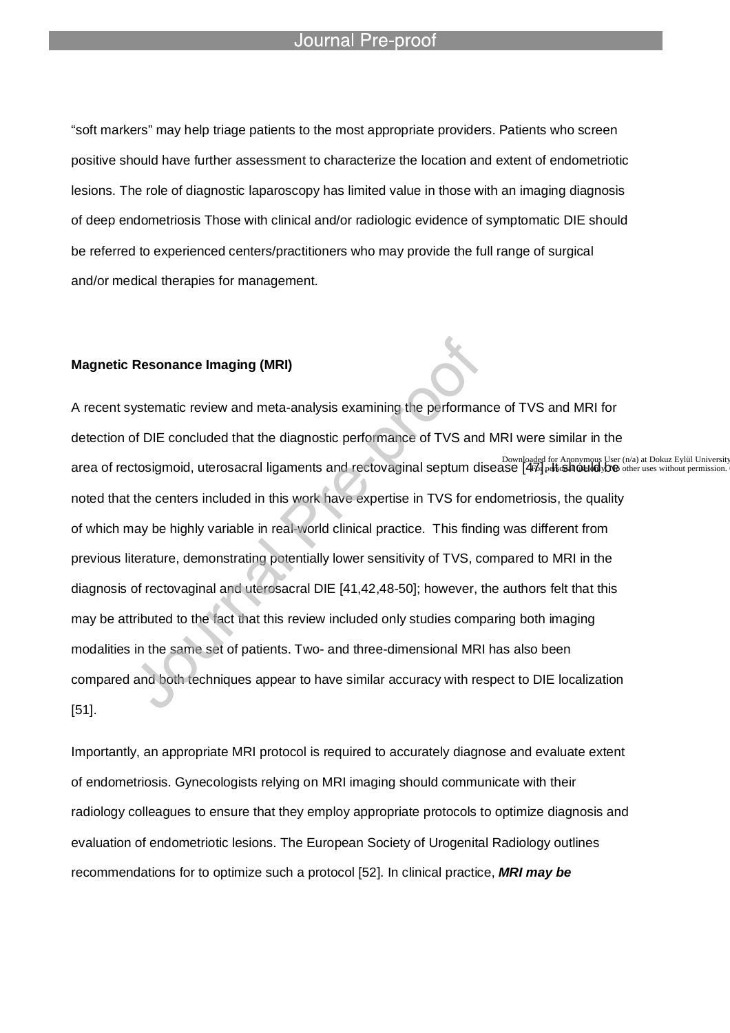"soft markers" may help triage patients to the most appropriate providers. Patients who screen positive should have further assessment to characterize the location and extent of endometriotic lesions. The role of diagnostic laparoscopy has limited value in those with an imaging diagnosis of deep endometriosis Those with clinical and/or radiologic evidence of symptomatic DIE should be referred to experienced centers/practitioners who may provide the full range of surgical and/or medical therapies for management.

**Magnetic Resonance Imaging (MRI)**

A recent systematic review and meta-analysis examining the performance of TVS and MRI for detection of DIE concluded that the diagnostic performance of TVS and MRI were similar in the area of rectosigmoid, uterosacral ligaments and rectovaginal septum disease [47]. It should be noted that the centers included in this work have expertise in TVS for endometriosis, the quality of which may be highly variable in real-world clinical practice. This finding was different from previous literature, demonstrating potentially lower sensitivity of TVS, compared to MRI in the diagnosis of rectovaginal and uterosacral DIE [41,42,48-50]; however, the authors felt that this may be attributed to the fact that this review included only studies comparing both imaging modalities in the same set of patients. Two- and three-dimensional MRI has also been compared and both techniques appear to have similar accuracy with respect to DIE localization [51].

Importantly, an appropriate MRI protocol is required to accurately diagnose and evaluate extent of endometriosis. Gynecologists relying on MRI imaging should communicate with their radiology colleagues to ensure that they employ appropriate protocols to optimize diagnosis and evaluation of endometriotic lesions. The European Society of Urogenital Radiology outlines recommendations for to optimize such a protocol [52]. In clinical practice, ***MRI may be***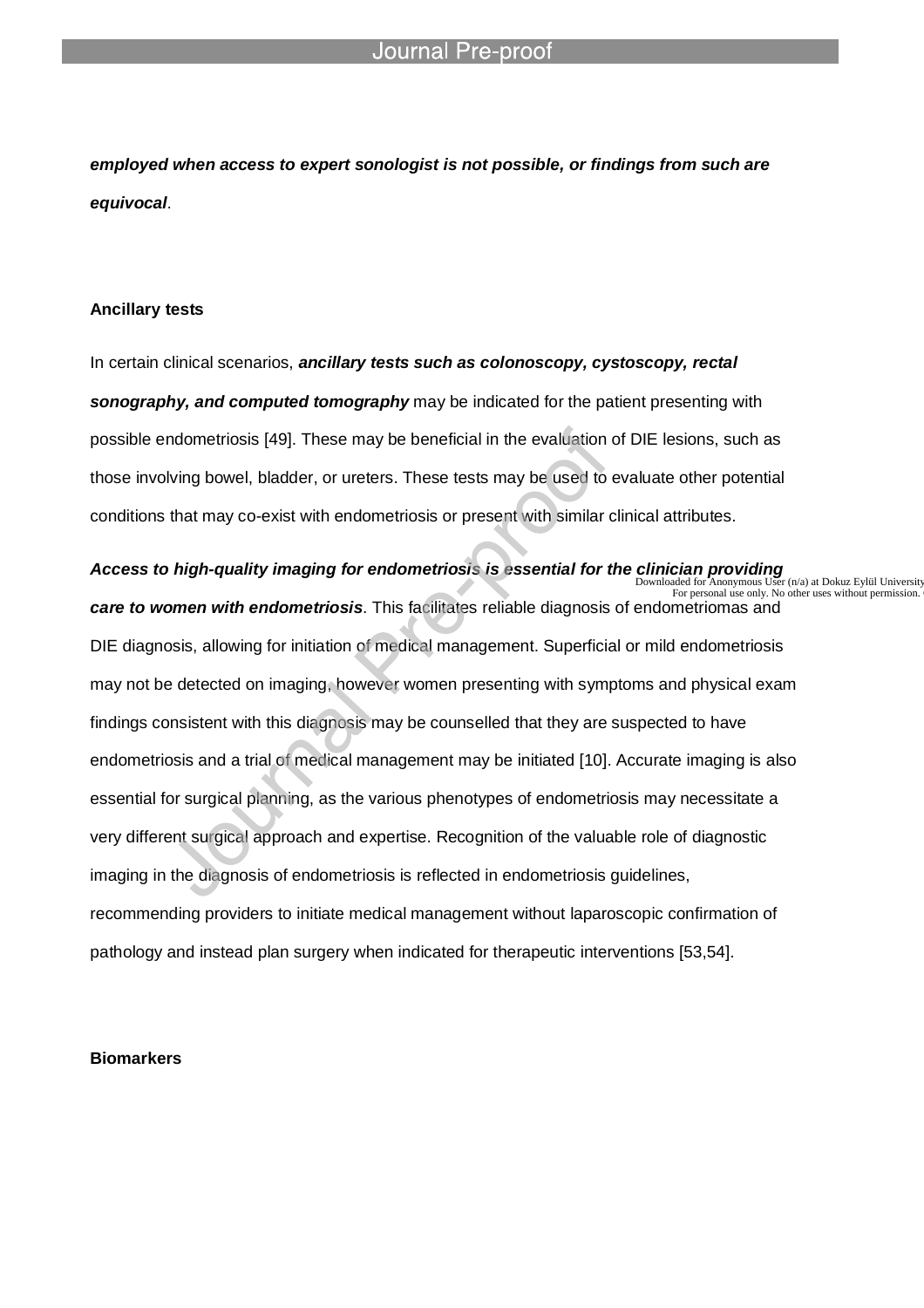***employed when access to expert sonologist is not possible, or findings from such are equivocal***.

**Ancillary tests**

In certain clinical scenarios, ***ancillary tests such as colonoscopy, cystoscopy, rectal sonography, and computed tomography*** may be indicated for the patient presenting with possible endometriosis [49]. These may be beneficial in the evaluation of DIE lesions, such as those involving bowel, bladder, or ureters. These tests may be used to evaluate other potential conditions that may co-exist with endometriosis or present with similar clinical attributes.

***Access to high-quality imaging for endometriosis is essential for the clinician providing care to women with endometriosis***. This facilitates reliable diagnosis of endometriomas and DIE diagnosis, allowing for initiation of medical management. Superficial or mild endometriosis may not be detected on imaging, however women presenting with symptoms and physical exam findings consistent with this diagnosis may be counselled that they are suspected to have endometriosis and a trial of medical management may be initiated [10]. Accurate imaging is also essential for surgical planning, as the various phenotypes of endometriosis may necessitate a very different surgical approach and expertise. Recognition of the valuable role of diagnostic imaging in the diagnosis of endometriosis is reflected in endometriosis guidelines, recommending providers to initiate medical management without laparoscopic confirmation of pathology and instead plan surgery when indicated for therapeutic interventions [53,54].

**Biomarkers**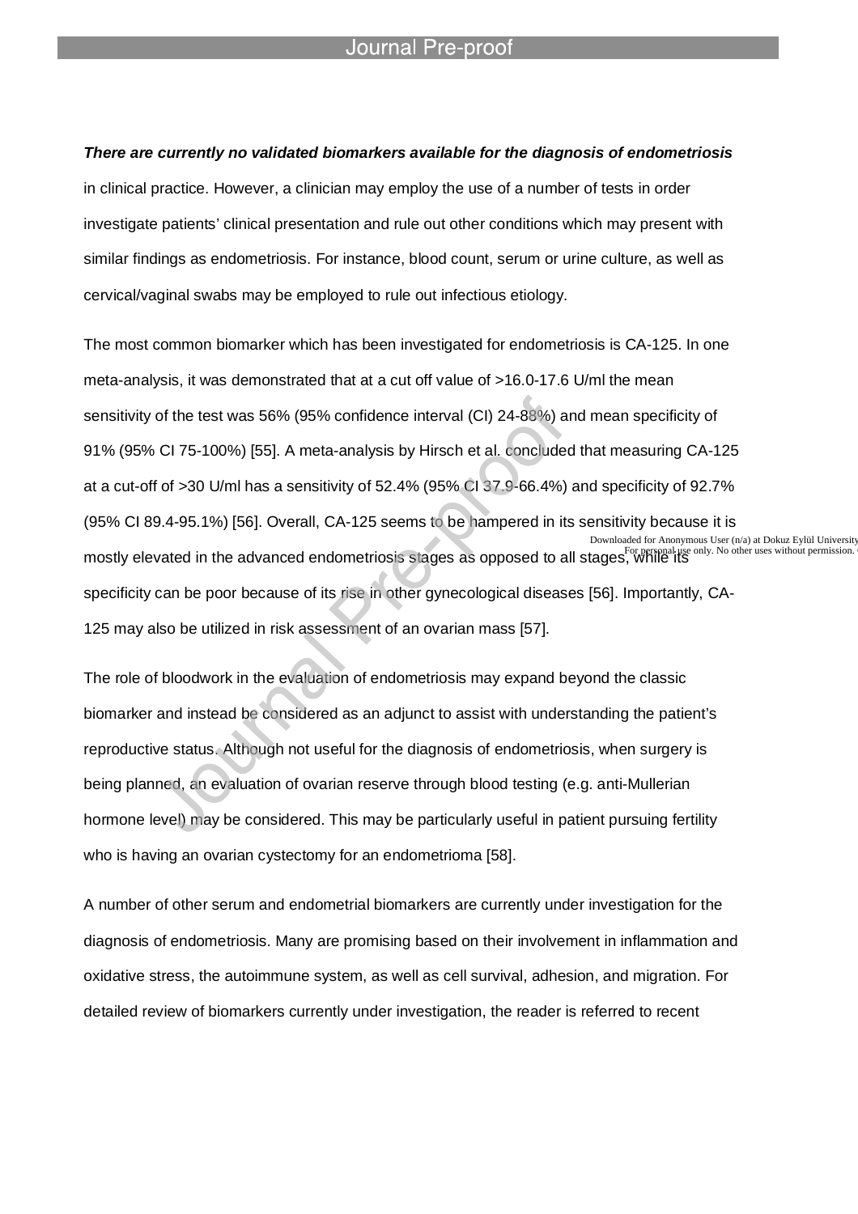***There are currently no validated biomarkers available for the diagnosis of endometriosis*** in clinical practice. However, a clinician may employ the use of a number of tests in order investigate patients' clinical presentation and rule out other conditions which may present with similar findings as endometriosis. For instance, blood count, serum or urine culture, as well as cervical/vaginal swabs may be employed to rule out infectious etiology.

The most common biomarker which has been investigated for endometriosis is CA-125. In one meta-analysis, it was demonstrated that at a cut off value of >16.0-17.6 U/ml the mean sensitivity of the test was 56% (95% confidence interval (CI) 24-88%) and mean specificity of 91% (95% CI 75-100%) [55]. A meta-analysis by Hirsch et al. concluded that measuring CA-125 at a cut-off of >30 U/ml has a sensitivity of 52.4% (95% CI 37.9-66.4%) and specificity of 92.7% (95% CI 89.4-95.1%) [56]. Overall, CA-125 seems to be hampered in its sensitivity because it is mostly elevated in the advanced endometriosis stages as opposed to all stages, while its specificity can be poor because of its rise in other gynecological diseases [56]. Importantly, CA-125 may also be utilized in risk assessment of an ovarian mass [57].

The role of bloodwork in the evaluation of endometriosis may expand beyond the classic biomarker and instead be considered as an adjunct to assist with understanding the patient's reproductive status. Although not useful for the diagnosis of endometriosis, when surgery is being planned, an evaluation of ovarian reserve through blood testing (e.g. anti-Mullerian hormone level) may be considered. This may be particularly useful in patient pursuing fertility who is having an ovarian cystectomy for an endometrioma [58].

A number of other serum and endometrial biomarkers are currently under investigation for the diagnosis of endometriosis. Many are promising based on their involvement in inflammation and oxidative stress, the autoimmune system, as well as cell survival, adhesion, and migration. For detailed review of biomarkers currently under investigation, the reader is referred to recent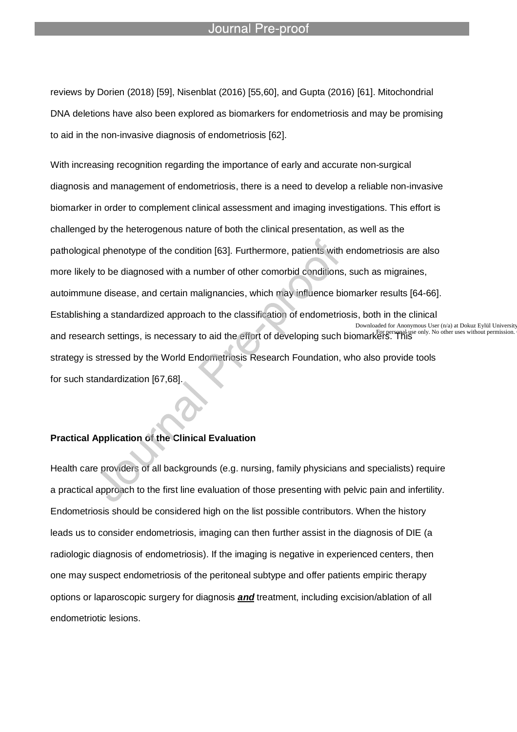reviews by Dorien (2018) [59], Nisenblat (2016) [55,60], and Gupta (2016) [61]. Mitochondrial DNA deletions have also been explored as biomarkers for endometriosis and may be promising to aid in the non-invasive diagnosis of endometriosis [62].

With increasing recognition regarding the importance of early and accurate non-surgical diagnosis and management of endometriosis, there is a need to develop a reliable non-invasive biomarker in order to complement clinical assessment and imaging investigations. This effort is challenged by the heterogenous nature of both the clinical presentation, as well as the pathological phenotype of the condition [63]. Furthermore, patients with endometriosis are also more likely to be diagnosed with a number of other comorbid conditions, such as migraines, autoimmune disease, and certain malignancies, which may influence biomarker results [64-66]. Establishing a standardized approach to the classification of endometriosis, both in the clinical and research settings, is necessary to aid the effort of developing such biomarkers. This strategy is stressed by the World Endometriosis Research Foundation, who also provide tools for such standardization [67,68].

**Practical Application of the Clinical Evaluation**

Health care providers of all backgrounds (e.g. nursing, family physicians and specialists) require a practical approach to the first line evaluation of those presenting with pelvic pain and infertility. Endometriosis should be considered high on the list possible contributors. When the history leads us to consider endometriosis, imaging can then further assist in the diagnosis of DIE (a radiologic diagnosis of endometriosis). If the imaging is negative in experienced centers, then one may suspect endometriosis of the peritoneal subtype and offer patients empiric therapy options or laparoscopic surgery for diagnosis ***and*** treatment, including excision/ablation of all endometriotic lesions.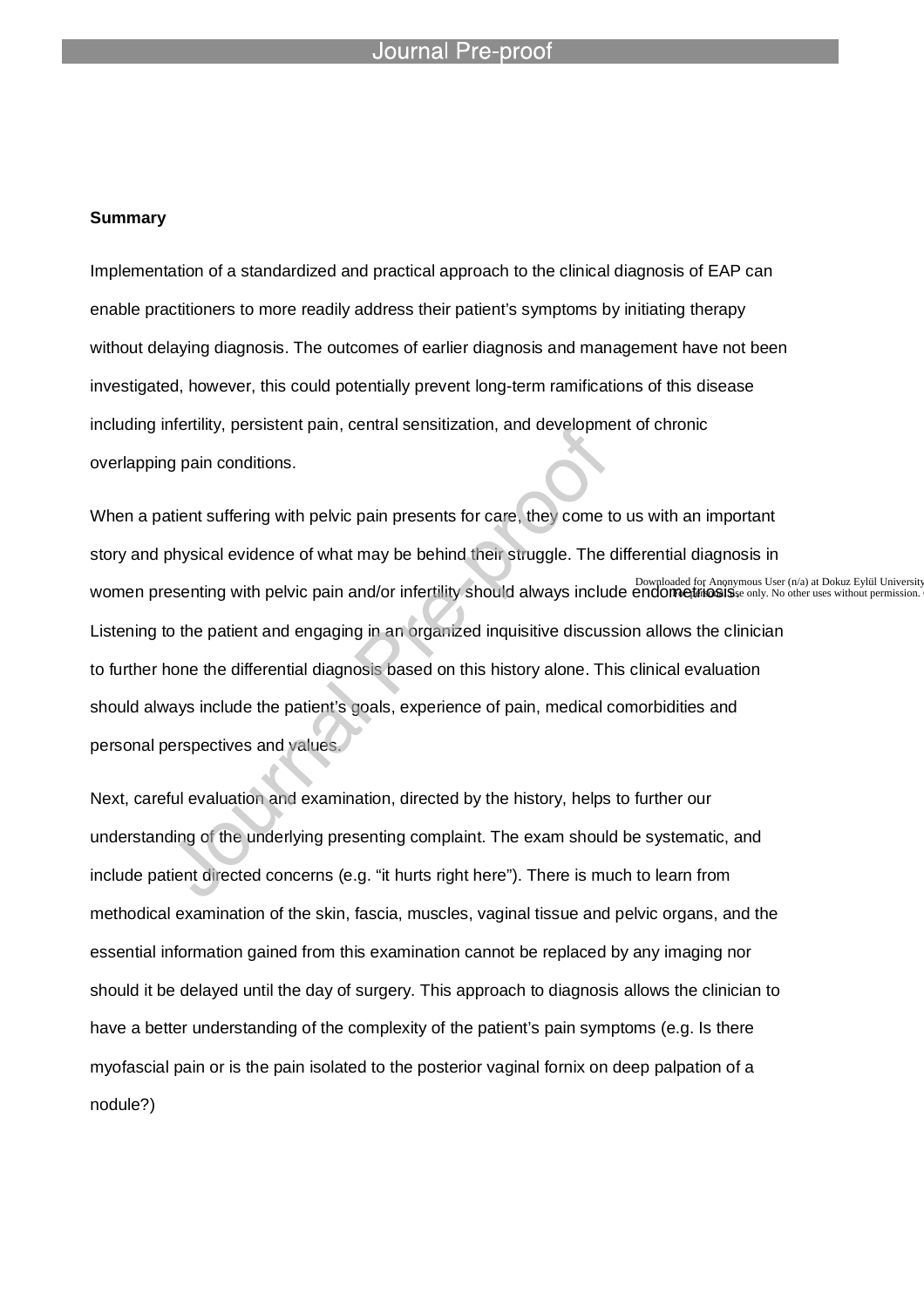**Summary**

Implementation of a standardized and practical approach to the clinical diagnosis of EAP can enable practitioners to more readily address their patient's symptoms by initiating therapy without delaying diagnosis. The outcomes of earlier diagnosis and management have not been investigated, however, this could potentially prevent long-term ramifications of this disease including infertility, persistent pain, central sensitization, and development of chronic overlapping pain conditions.

When a patient suffering with pelvic pain presents for care, they come to us with an important story and physical evidence of what may be behind their struggle. The differential diagnosis in women presenting with pelvic pain and/or infertility should always include endometriosis. Listening to the patient and engaging in an organized inquisitive discussion allows the clinician to further hone the differential diagnosis based on this history alone. This clinical evaluation should always include the patient's goals, experience of pain, medical comorbidities and personal perspectives and values.

Next, careful evaluation and examination, directed by the history, helps to further our understanding of the underlying presenting complaint. The exam should be systematic, and include patient directed concerns (e.g. "it hurts right here"). There is much to learn from methodical examination of the skin, fascia, muscles, vaginal tissue and pelvic organs, and the essential information gained from this examination cannot be replaced by any imaging nor should it be delayed until the day of surgery. This approach to diagnosis allows the clinician to have a better understanding of the complexity of the patient's pain symptoms (e.g. Is there myofascial pain or is the pain isolated to the posterior vaginal fornix on deep palpation of a nodule?)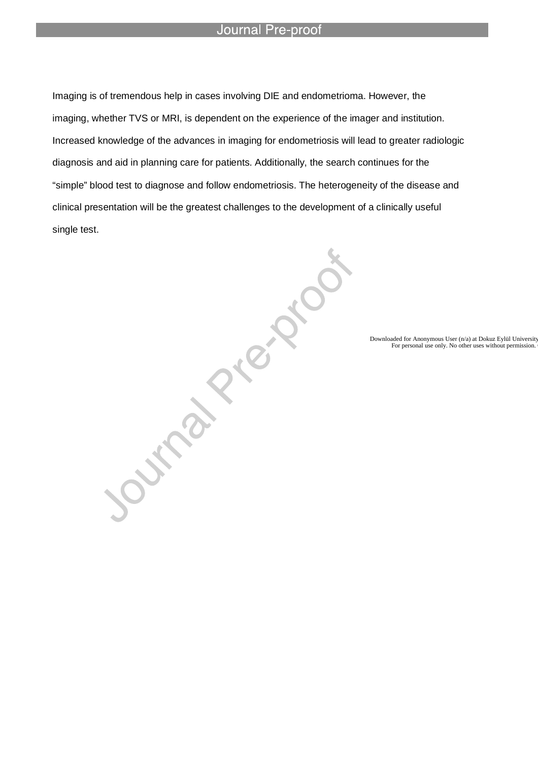Imaging is of tremendous help in cases involving DIE and endometrioma. However, the imaging, whether TVS or MRI, is dependent on the experience of the imager and institution. Increased knowledge of the advances in imaging for endometriosis will lead to greater radiologic diagnosis and aid in planning care for patients. Additionally, the search continues for the "simple" blood test to diagnose and follow endometriosis. The heterogeneity of the disease and clinical presentation will be the greatest challenges to the development of a clinically useful single test.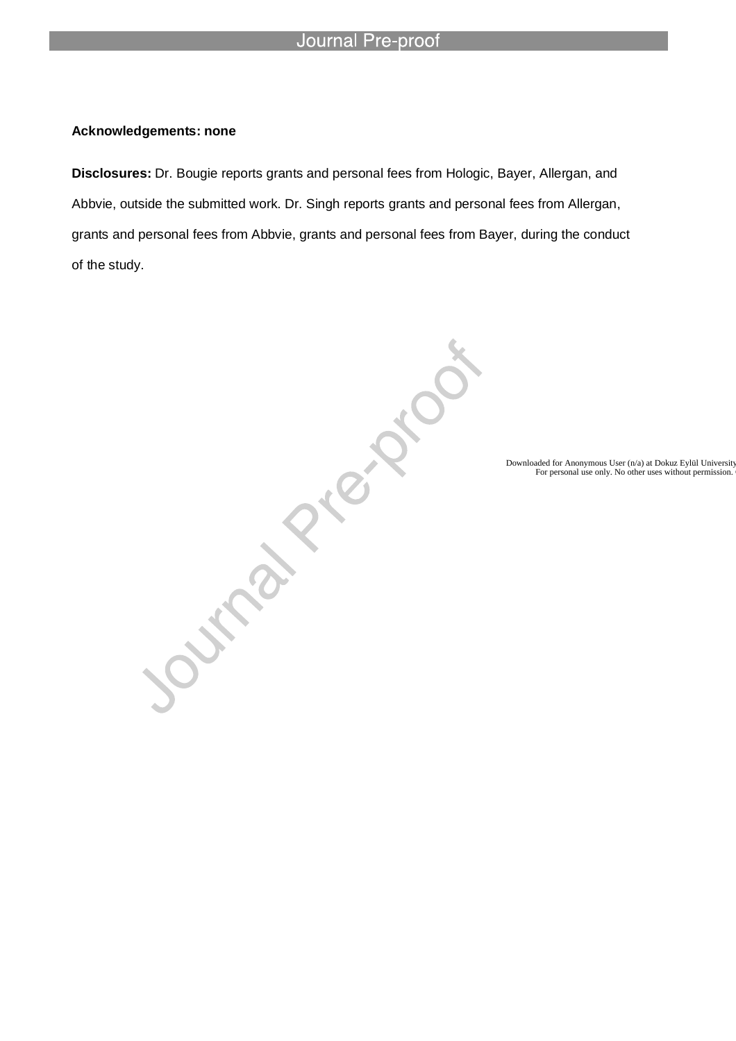**Acknowledgements: none**

**Disclosures:** Dr. Bougie reports grants and personal fees from Hologic, Bayer, Allergan, and Abbvie, outside the submitted work. Dr. Singh reports grants and personal fees from Allergan, grants and personal fees from Abbvie, grants and personal fees from Bayer, during the conduct of the study.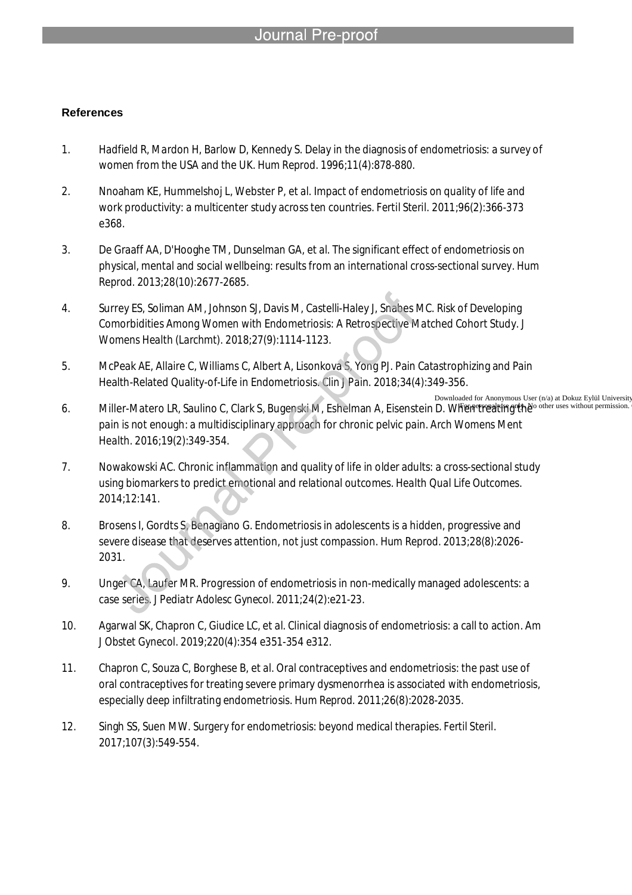### References

1. Hadfield R, Mardon H, Barlow D, Kennedy S. Delay in the diagnosis of endometriosis: a survey of women from the USA and the UK. Hum Reprod. 1996;11(4):878-880.

2. Nnoaham KE, Hummelshoj L, Webster P, et al. Impact of endometriosis on quality of life and work productivity: a multicenter study across ten countries. Fertil Steril. 2011;96(2):366-373 e368.

3. De Graaff AA, D'Hooghe TM, Dunselman GA, et al. The significant effect of endometriosis on physical, mental and social wellbeing: results from an international cross-sectional survey. Hum Reprod. 2013;28(10):2677-2685.

4. Surrey ES, Soliman AM, Johnson SJ, Davis M, Castelli-Haley J, Snabes MC. Risk of Developing Comorbidities Among Women with Endometriosis: A Retrospective Matched Cohort Study. J Womens Health (Larchmt). 2018;27(9):1114-1123.

5. McPeak AE, Allaire C, Williams C, Albert A, Lisonkova S, Yong PJ. Pain Catastrophizing and Pain Health-Related Quality-of-Life in Endometriosis. Clin J Pain. 2018;34(4):349-356.

6. Miller-Matero LR, Saulino C, Clark S, Bugenski M, Eshelman A, Eisenstein D. When treating the pain is not enough: a multidisciplinary approach for chronic pelvic pain. Arch Womens Ment Health. 2016;19(2):349-354.

7. Nowakowski AC. Chronic inflammation and quality of life in older adults: a cross-sectional study using biomarkers to predict emotional and relational outcomes. Health Qual Life Outcomes. 2014;12:141.

8. Brosens I, Gordts S, Benagiano G. Endometriosis in adolescents is a hidden, progressive and severe disease that deserves attention, not just compassion. Hum Reprod. 2013;28(8):2026-2031.

9. Unger CA, Laufer MR. Progression of endometriosis in non-medically managed adolescents: a case series. J Pediatr Adolesc Gynecol. 2011;24(2):e21-23.

10. Agarwal SK, Chapron C, Giudice LC, et al. Clinical diagnosis of endometriosis: a call to action. Am J Obstet Gynecol. 2019;220(4):354 e351-354 e312.

11. Chapron C, Souza C, Borghese B, et al. Oral contraceptives and endometriosis: the past use of oral contraceptives for treating severe primary dysmenorrhea is associated with endometriosis, especially deep infiltrating endometriosis. Hum Reprod. 2011;26(8):2028-2035.

12. Singh SS, Suen MW. Surgery for endometriosis: beyond medical therapies. Fertil Steril. 2017;107(3):549-554.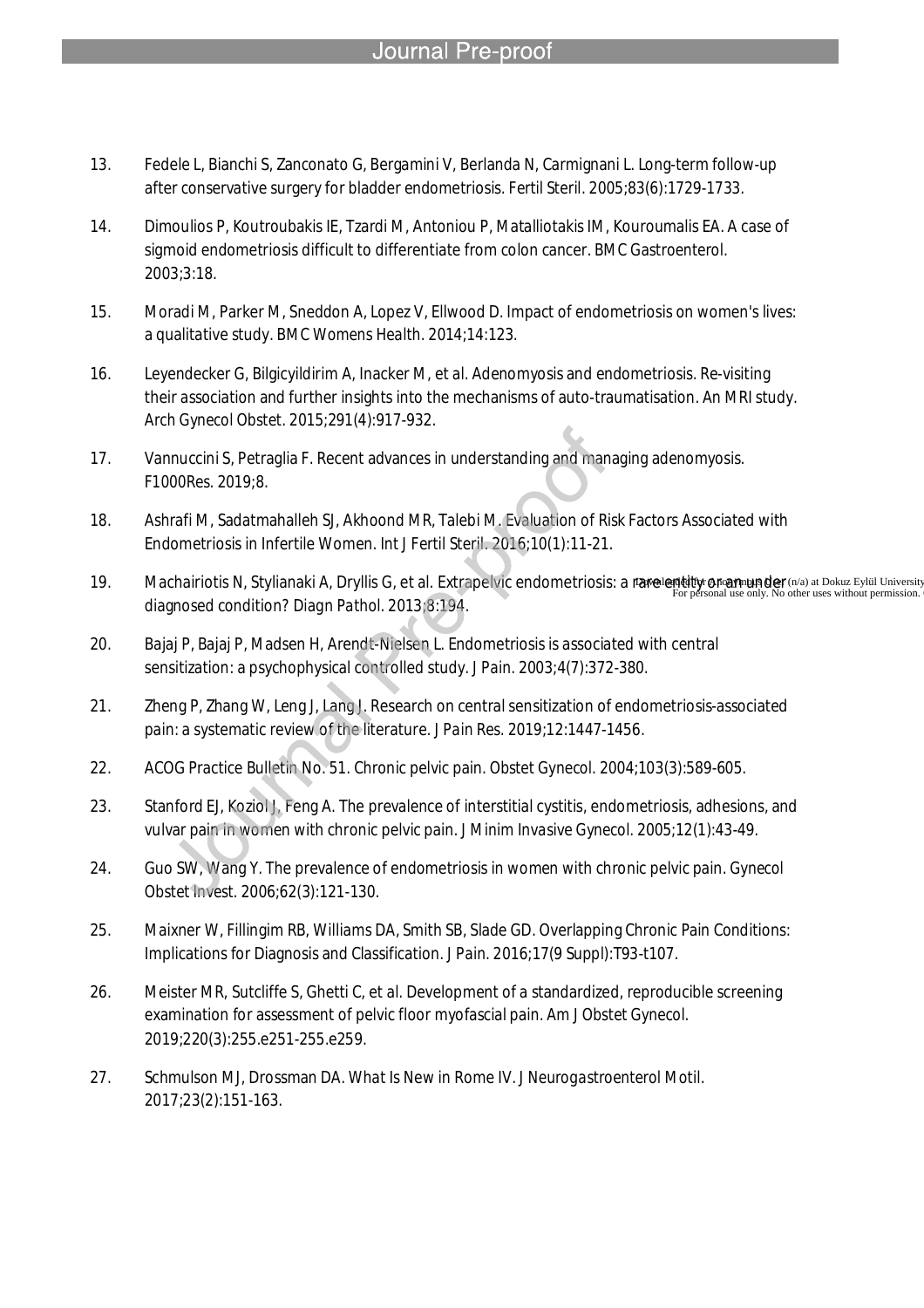13. Fedele L, Bianchi S, Zanconato G, Bergamini V, Berlanda N, Carmignani L. Long-term follow-up after conservative surgery for bladder endometriosis. Fertil Steril. 2005;83(6):1729-1733.

14. Dimoulios P, Koutroubakis IE, Tzardi M, Antoniou P, Matalliotakis IM, Kouroumalis EA. A case of sigmoid endometriosis difficult to differentiate from colon cancer. BMC Gastroenterol. 2003;3:18.

15. Moradi M, Parker M, Sneddon A, Lopez V, Ellwood D. Impact of endometriosis on women's lives: a qualitative study. BMC Womens Health. 2014;14:123.

16. Leyendecker G, Bilgicyildirim A, Inacker M, et al. Adenomyosis and endometriosis. Re-visiting their association and further insights into the mechanisms of auto-traumatisation. An MRI study. Arch Gynecol Obstet. 2015;291(4):917-932.

17. Vannuccini S, Petraglia F. Recent advances in understanding and managing adenomyosis. F1000Res. 2019;8.

18. Ashrafi M, Sadatmahalleh SJ, Akhoond MR, Talebi M. Evaluation of Risk Factors Associated with Endometriosis in Infertile Women. Int J Fertil Steril. 2016;10(1):11-21.

19. Machairiotis N, Stylianaki A, Dryllis G, et al. Extrapelvic endometriosis: a rare entity or an under diagnosed condition? Diagn Pathol. 2013;8:194.

20. Bajaj P, Bajaj P, Madsen H, Arendt-Nielsen L. Endometriosis is associated with central sensitization: a psychophysical controlled study. J Pain. 2003;4(7):372-380.

21. Zheng P, Zhang W, Leng J, Lang J. Research on central sensitization of endometriosis-associated pain: a systematic review of the literature. J Pain Res. 2019;12:1447-1456.

22. ACOG Practice Bulletin No. 51. Chronic pelvic pain. Obstet Gynecol. 2004;103(3):589-605.

23. Stanford EJ, Koziol J, Feng A. The prevalence of interstitial cystitis, endometriosis, adhesions, and vulvar pain in women with chronic pelvic pain. J Minim Invasive Gynecol. 2005;12(1):43-49.

24. Guo SW, Wang Y. The prevalence of endometriosis in women with chronic pelvic pain. Gynecol Obstet Invest. 2006;62(3):121-130.

25. Maixner W, Fillingim RB, Williams DA, Smith SB, Slade GD. Overlapping Chronic Pain Conditions: Implications for Diagnosis and Classification. J Pain. 2016;17(9 Suppl):T93-t107.

26. Meister MR, Sutcliffe S, Ghetti C, et al. Development of a standardized, reproducible screening examination for assessment of pelvic floor myofascial pain. Am J Obstet Gynecol. 2019;220(3):255.e251-255.e259.

27. Schmulson MJ, Drossman DA. What Is New in Rome IV. J Neurogastroenterol Motil. 2017;23(2):151-163.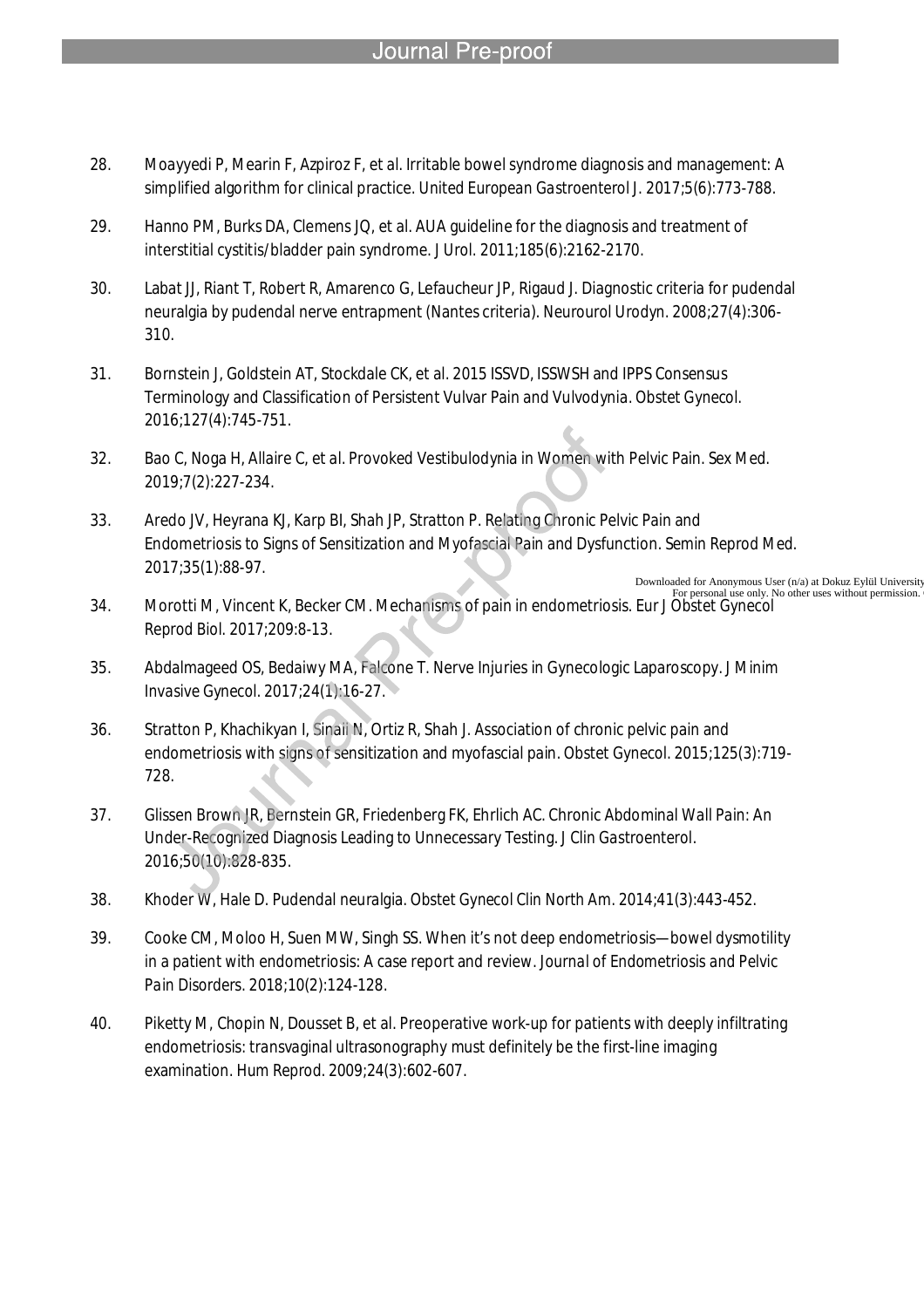28. Moayyedi P, Mearin F, Azpiroz F, et al. Irritable bowel syndrome diagnosis and management: A simplified algorithm for clinical practice. United European Gastroenterol J. 2017;5(6):773-788.

29. Hanno PM, Burks DA, Clemens JQ, et al. AUA guideline for the diagnosis and treatment of interstitial cystitis/bladder pain syndrome. J Urol. 2011;185(6):2162-2170.

30. Labat JJ, Riant T, Robert R, Amarenco G, Lefaucheur JP, Rigaud J. Diagnostic criteria for pudendal neuralgia by pudendal nerve entrapment (Nantes criteria). Neurourol Urodyn. 2008;27(4):306-310.

31. Bornstein J, Goldstein AT, Stockdale CK, et al. 2015 ISSVD, ISSWSH and IPPS Consensus Terminology and Classification of Persistent Vulvar Pain and Vulvodynia. Obstet Gynecol. 2016;127(4):745-751.

32. Bao C, Noga H, Allaire C, et al. Provoked Vestibulodynia in Women with Pelvic Pain. Sex Med. 2019;7(2):227-234.

33. Aredo JV, Heyrana KJ, Karp BI, Shah JP, Stratton P. Relating Chronic Pelvic Pain and Endometriosis to Signs of Sensitization and Myofascial Pain and Dysfunction. Semin Reprod Med. 2017;35(1):88-97.

34. Morotti M, Vincent K, Becker CM. Mechanisms of pain in endometriosis. Eur J Obstet Gynecol Reprod Biol. 2017;209:8-13.

35. Abdalmageed OS, Bedaiwy MA, Falcone T. Nerve Injuries in Gynecologic Laparoscopy. J Minim Invasive Gynecol. 2017;24(1):16-27.

36. Stratton P, Khachikyan I, Sinaii N, Ortiz R, Shah J. Association of chronic pelvic pain and endometriosis with signs of sensitization and myofascial pain. Obstet Gynecol. 2015;125(3):719-728.

37. Glissen Brown JR, Bernstein GR, Friedenberg FK, Ehrlich AC. Chronic Abdominal Wall Pain: An Under-Recognized Diagnosis Leading to Unnecessary Testing. J Clin Gastroenterol. 2016;50(10):828-835.

38. Khoder W, Hale D. Pudendal neuralgia. Obstet Gynecol Clin North Am. 2014;41(3):443-452.

39. Cooke CM, Moloo H, Suen MW, Singh SS. When it's not deep endometriosis—bowel dysmotility in a patient with endometriosis: A case report and review. Journal of Endometriosis and Pelvic Pain Disorders. 2018;10(2):124-128.

40. Piketty M, Chopin N, Dousset B, et al. Preoperative work-up for patients with deeply infiltrating endometriosis: transvaginal ultrasonography must definitely be the first-line imaging examination. Hum Reprod. 2009;24(3):602-607.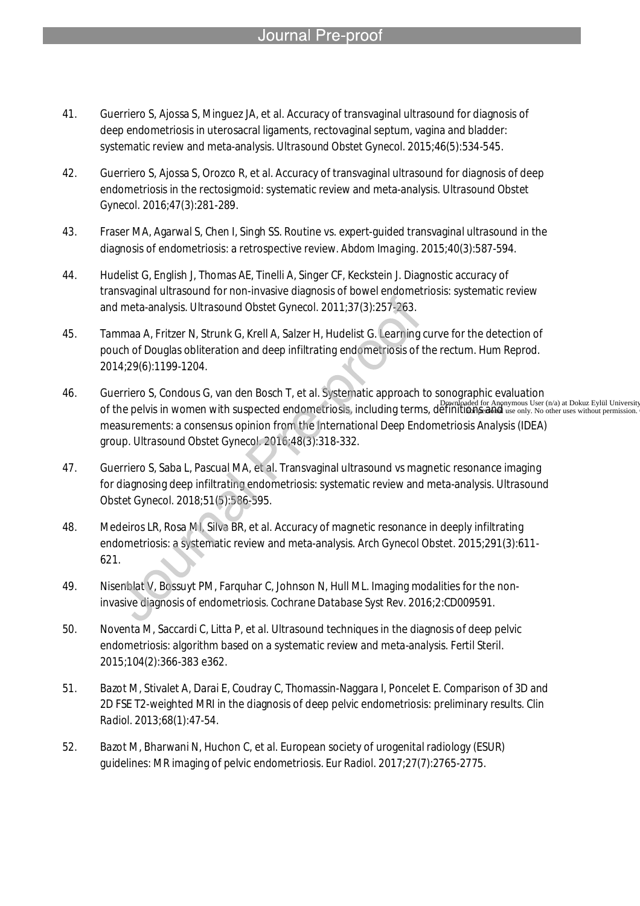41. Guerriero S, Ajossa S, Minguez JA, et al. Accuracy of transvaginal ultrasound for diagnosis of deep endometriosis in uterosacral ligaments, rectovaginal septum, vagina and bladder: systematic review and meta-analysis. Ultrasound Obstet Gynecol. 2015;46(5):534-545.

42. Guerriero S, Ajossa S, Orozco R, et al. Accuracy of transvaginal ultrasound for diagnosis of deep endometriosis in the rectosigmoid: systematic review and meta-analysis. Ultrasound Obstet Gynecol. 2016;47(3):281-289.

43. Fraser MA, Agarwal S, Chen I, Singh SS. Routine vs. expert-guided transvaginal ultrasound in the diagnosis of endometriosis: a retrospective review. Abdom Imaging. 2015;40(3):587-594.

44. Hudelist G, English J, Thomas AE, Tinelli A, Singer CF, Keckstein J. Diagnostic accuracy of transvaginal ultrasound for non-invasive diagnosis of bowel endometriosis: systematic review and meta-analysis. Ultrasound Obstet Gynecol. 2011;37(3):257-263.

45. Tammaa A, Fritzer N, Strunk G, Krell A, Salzer H, Hudelist G. Learning curve for the detection of pouch of Douglas obliteration and deep infiltrating endometriosis of the rectum. Hum Reprod. 2014;29(6):1199-1204.

46. Guerriero S, Condous G, van den Bosch T, et al. Systematic approach to sonographic evaluation of the pelvis in women with suspected endometriosis, including terms, definitions and measurements: a consensus opinion from the International Deep Endometriosis Analysis (IDEA) group. Ultrasound Obstet Gynecol. 2016;48(3):318-332.

47. Guerriero S, Saba L, Pascual MA, et al. Transvaginal ultrasound vs magnetic resonance imaging for diagnosing deep infiltrating endometriosis: systematic review and meta-analysis. Ultrasound Obstet Gynecol. 2018;51(5):586-595.

48. Medeiros LR, Rosa MI, Silva BR, et al. Accuracy of magnetic resonance in deeply infiltrating endometriosis: a systematic review and meta-analysis. Arch Gynecol Obstet. 2015;291(3):611-621.

49. Nisenblat V, Bossuyt PM, Farquhar C, Johnson N, Hull ML. Imaging modalities for the non-invasive diagnosis of endometriosis. Cochrane Database Syst Rev. 2016;2:CD009591.

50. Noventa M, Saccardi C, Litta P, et al. Ultrasound techniques in the diagnosis of deep pelvic endometriosis: algorithm based on a systematic review and meta-analysis. Fertil Steril. 2015;104(2):366-383 e362.

51. Bazot M, Stivalet A, Darai E, Coudray C, Thomassin-Naggara I, Poncelet E. Comparison of 3D and 2D FSE T2-weighted MRI in the diagnosis of deep pelvic endometriosis: preliminary results. Clin Radiol. 2013;68(1):47-54.

52. Bazot M, Bharwani N, Huchon C, et al. European society of urogenital radiology (ESUR) guidelines: MR imaging of pelvic endometriosis. Eur Radiol. 2017;27(7):2765-2775.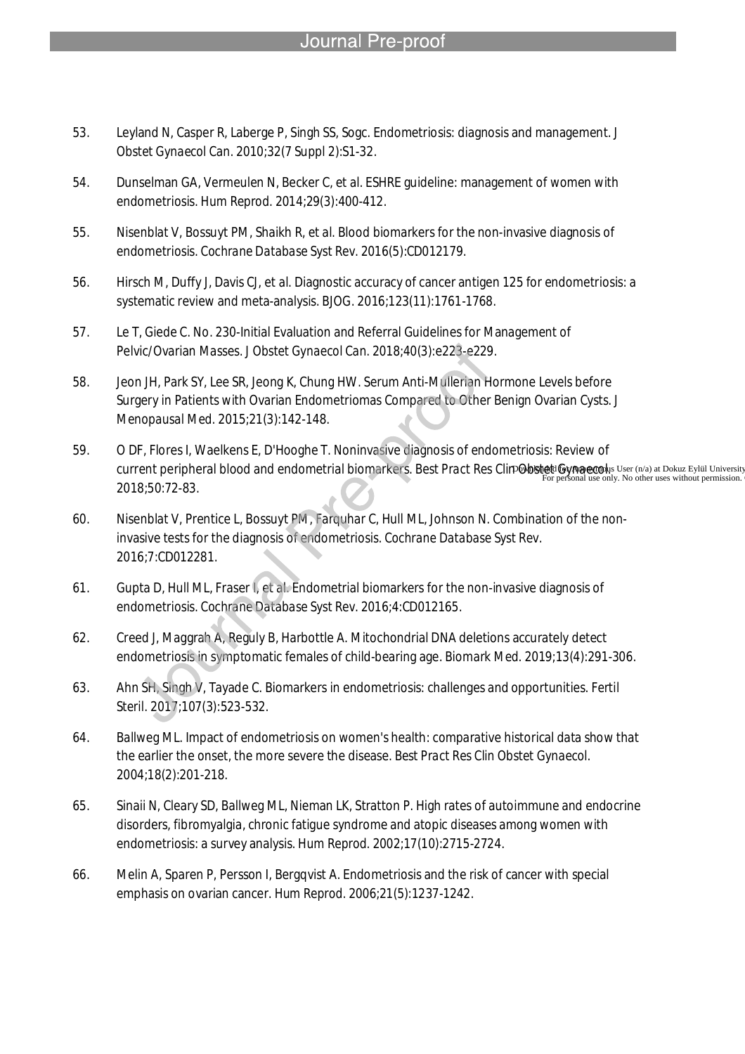53. Leyland N, Casper R, Laberge P, Singh SS, Sogc. Endometriosis: diagnosis and management. J Obstet Gynaecol Can. 2010;32(7 Suppl 2):S1-32.

54. Dunselman GA, Vermeulen N, Becker C, et al. ESHRE guideline: management of women with endometriosis. Hum Reprod. 2014;29(3):400-412.

55. Nisenblat V, Bossuyt PM, Shaikh R, et al. Blood biomarkers for the non-invasive diagnosis of endometriosis. Cochrane Database Syst Rev. 2016(5):CD012179.

56. Hirsch M, Duffy J, Davis CJ, et al. Diagnostic accuracy of cancer antigen 125 for endometriosis: a systematic review and meta-analysis. BJOG. 2016;123(11):1761-1768.

57. Le T, Giede C. No. 230-Initial Evaluation and Referral Guidelines for Management of Pelvic/Ovarian Masses. J Obstet Gynaecol Can. 2018;40(3):e223-e229.

58. Jeon JH, Park SY, Lee SR, Jeong K, Chung HW. Serum Anti-Mullerian Hormone Levels before Surgery in Patients with Ovarian Endometriomas Compared to Other Benign Ovarian Cysts. J Menopausal Med. 2015;21(3):142-148.

59. O DF, Flores I, Waelkens E, D'Hooghe T. Noninvasive diagnosis of endometriosis: Review of current peripheral blood and endometrial biomarkers. Best Pract Res Clin Obstet Gynaecol. 2018;50:72-83.

60. Nisenblat V, Prentice L, Bossuyt PM, Farquhar C, Hull ML, Johnson N. Combination of the non-invasive tests for the diagnosis of endometriosis. Cochrane Database Syst Rev. 2016;7:CD012281.

61. Gupta D, Hull ML, Fraser I, et al. Endometrial biomarkers for the non-invasive diagnosis of endometriosis. Cochrane Database Syst Rev. 2016;4:CD012165.

62. Creed J, Maggrah A, Reguly B, Harbottle A. Mitochondrial DNA deletions accurately detect endometriosis in symptomatic females of child-bearing age. Biomark Med. 2019;13(4):291-306.

63. Ahn SH, Singh V, Tayade C. Biomarkers in endometriosis: challenges and opportunities. Fertil Steril. 2017;107(3):523-532.

64. Ballweg ML. Impact of endometriosis on women's health: comparative historical data show that the earlier the onset, the more severe the disease. Best Pract Res Clin Obstet Gynaecol. 2004;18(2):201-218.

65. Sinaii N, Cleary SD, Ballweg ML, Nieman LK, Stratton P. High rates of autoimmune and endocrine disorders, fibromyalgia, chronic fatigue syndrome and atopic diseases among women with endometriosis: a survey analysis. Hum Reprod. 2002;17(10):2715-2724.

66. Melin A, Sparen P, Persson I, Bergqvist A. Endometriosis and the risk of cancer with special emphasis on ovarian cancer. Hum Reprod. 2006;21(5):1237-1242.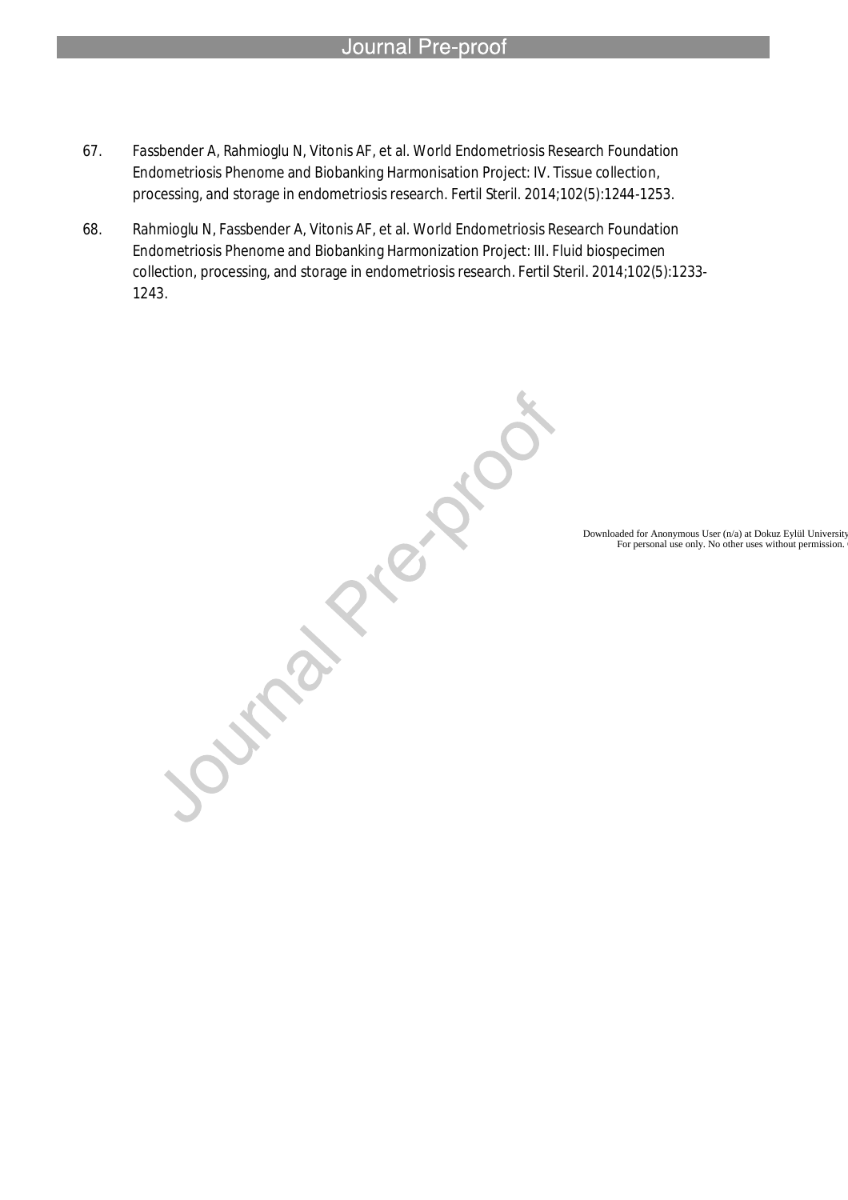67. Fassbender A, Rahmioglu N, Vitonis AF, et al. World Endometriosis Research Foundation Endometriosis Phenome and Biobanking Harmonisation Project: IV. Tissue collection, processing, and storage in endometriosis research. Fertil Steril. 2014;102(5):1244-1253.

68. Rahmioglu N, Fassbender A, Vitonis AF, et al. World Endometriosis Research Foundation Endometriosis Phenome and Biobanking Harmonization Project: III. Fluid biospecimen collection, processing, and storage in endometriosis research. Fertil Steril. 2014;102(5):1233-1243.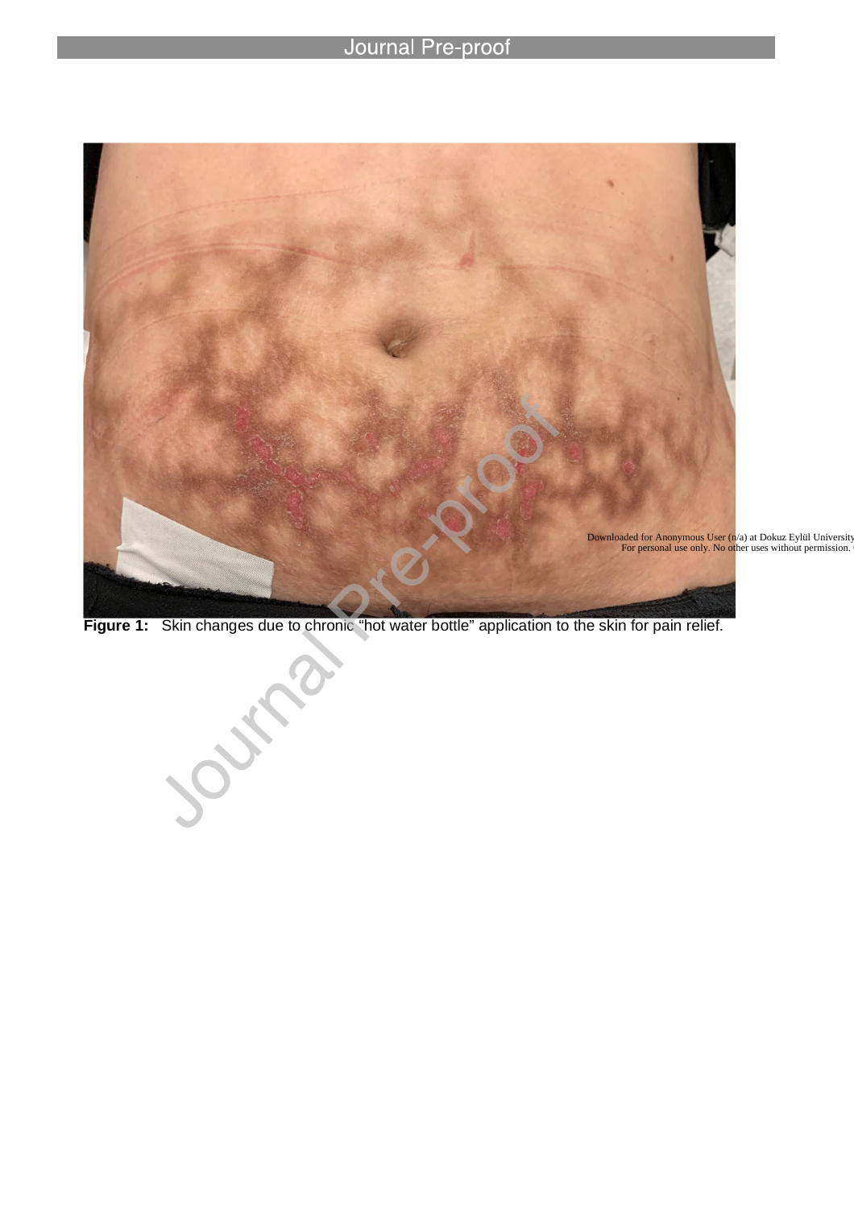**Figure 1:** Skin changes due to chronic "hot water bottle" application to the skin for pain relief.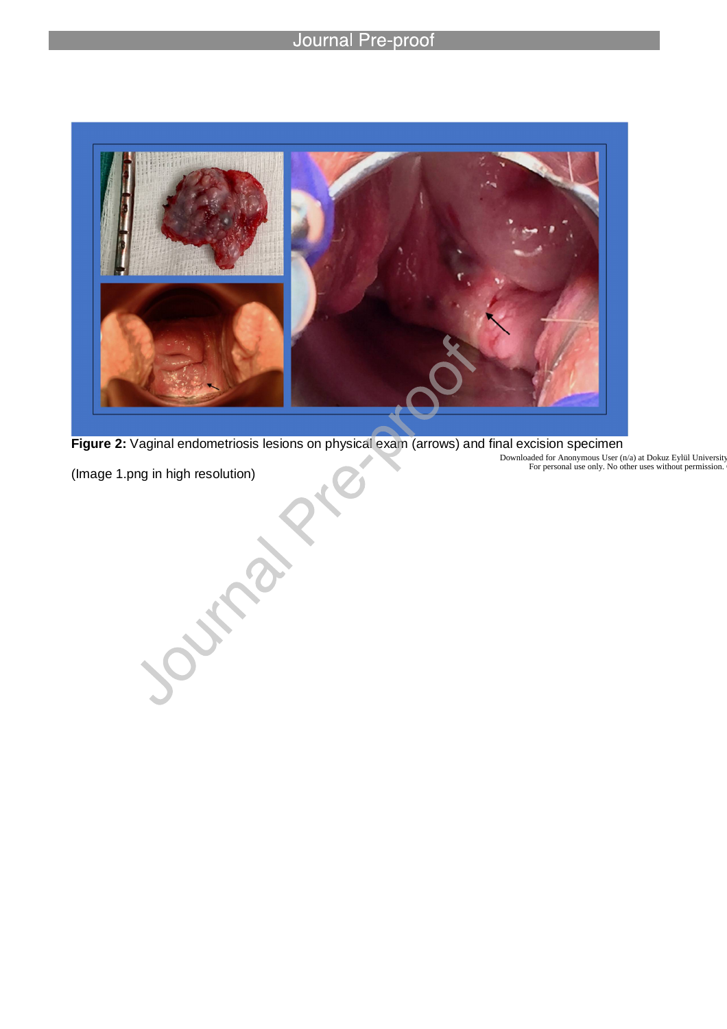**Figure 2:** Vaginal endometriosis lesions on physical exam (arrows) and final excision specimen

(Image 1.png in high resolution)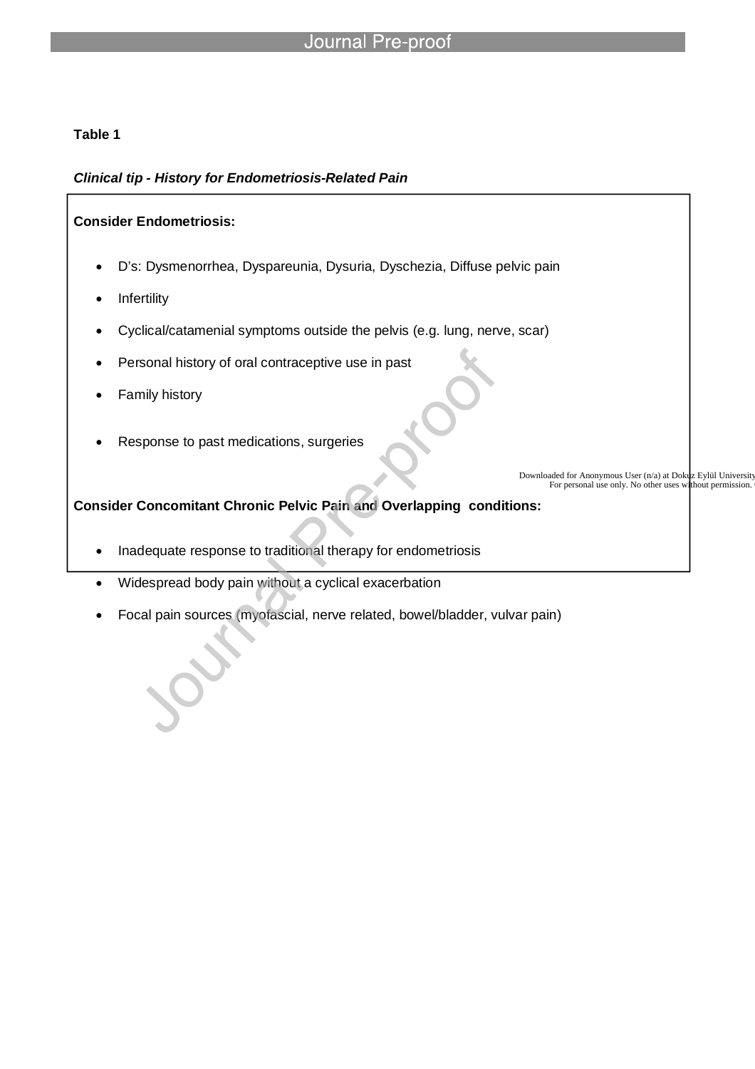**Table 1**

***Clinical tip - History for Endometriosis-Related Pain***

**Consider Endometriosis:**

- D's: Dysmenorrhea, Dyspareunia, Dysuria, Dyschezia, Diffuse pelvic pain
- Infertility
- Cyclical/catamenial symptoms outside the pelvis (e.g. lung, nerve, scar)
- Personal history of oral contraceptive use in past
- Family history
- Response to past medications, surgeries

**Consider Concomitant Chronic Pelvic Pain and Overlapping conditions:**

- Inadequate response to traditional therapy for endometriosis
- Widespread body pain without a cyclical exacerbation
- Focal pain sources (myofascial, nerve related, bowel/bladder, vulvar pain)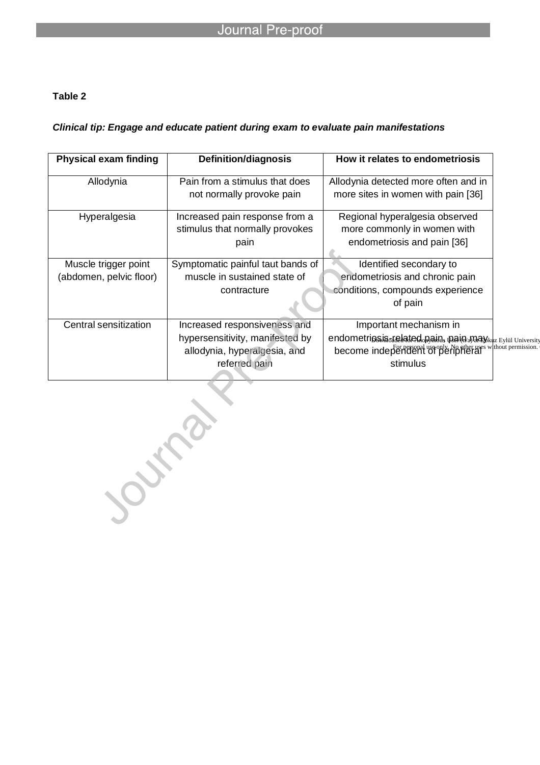**Table 2**

***Clinical tip: Engage and educate patient during exam to evaluate pain manifestations***

| Physical exam finding | Definition/diagnosis | How it relates to endometriosis |
| --- | --- | --- |
| Allodynia | Pain from a stimulus that does not normally provoke pain | Allodynia detected more often and in more sites in women with pain [36] |
| Hyperalgesia | Increased pain response from a stimulus that normally provokes pain | Regional hyperalgesia observed more commonly in women with endometriosis and pain [36] |
| Muscle trigger point (abdomen, pelvic floor) | Symptomatic painful taut bands of muscle in sustained state of contracture | Identified secondary to endometriosis and chronic pain conditions, compounds experience of pain |
| Central sensitization | Increased responsiveness and hypersensitivity, manifested by allodynia, hyperalgesia, and referred pain | Important mechanism in endometriosis-related pain, pain may become independent of peripheral stimulus |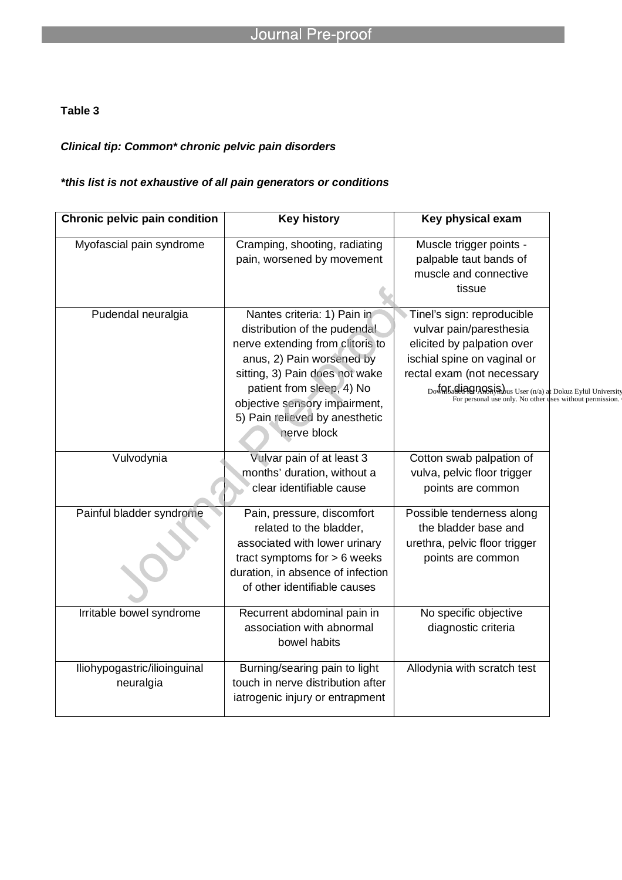**Table 3**

***Clinical tip: Common\* chronic pelvic pain disorders***

***\*this list is not exhaustive of all pain generators or conditions***

| Chronic pelvic pain condition | Key history | Key physical exam |
|---|---|---|
| Myofascial pain syndrome | Cramping, shooting, radiating pain, worsened by movement | Muscle trigger points - palpable taut bands of muscle and connective tissue |
| Pudendal neuralgia | Nantes criteria: 1) Pain in distribution of the pudendal nerve extending from clitoris to anus, 2) Pain worsened by sitting, 3) Pain does not wake patient from sleep, 4) No objective sensory impairment, 5) Pain relieved by anesthetic nerve block | Tinel's sign: reproducible vulvar pain/paresthesia elicited by palpation over ischial spine on vaginal or rectal exam (not necessary for diagnosis) |
| Vulvodynia | Vulvar pain of at least 3 months' duration, without a clear identifiable cause | Cotton swab palpation of vulva, pelvic floor trigger points are common |
| Painful bladder syndrome | Pain, pressure, discomfort related to the bladder, associated with lower urinary tract symptoms for > 6 weeks duration, in absence of infection of other identifiable causes | Possible tenderness along the bladder base and urethra, pelvic floor trigger points are common |
| Irritable bowel syndrome | Recurrent abdominal pain in association with abnormal bowel habits | No specific objective diagnostic criteria |
| Iliohypogastric/ilioinguinal neuralgia | Burning/searing pain to light touch in nerve distribution after iatrogenic injury or entrapment | Allodynia with scratch test |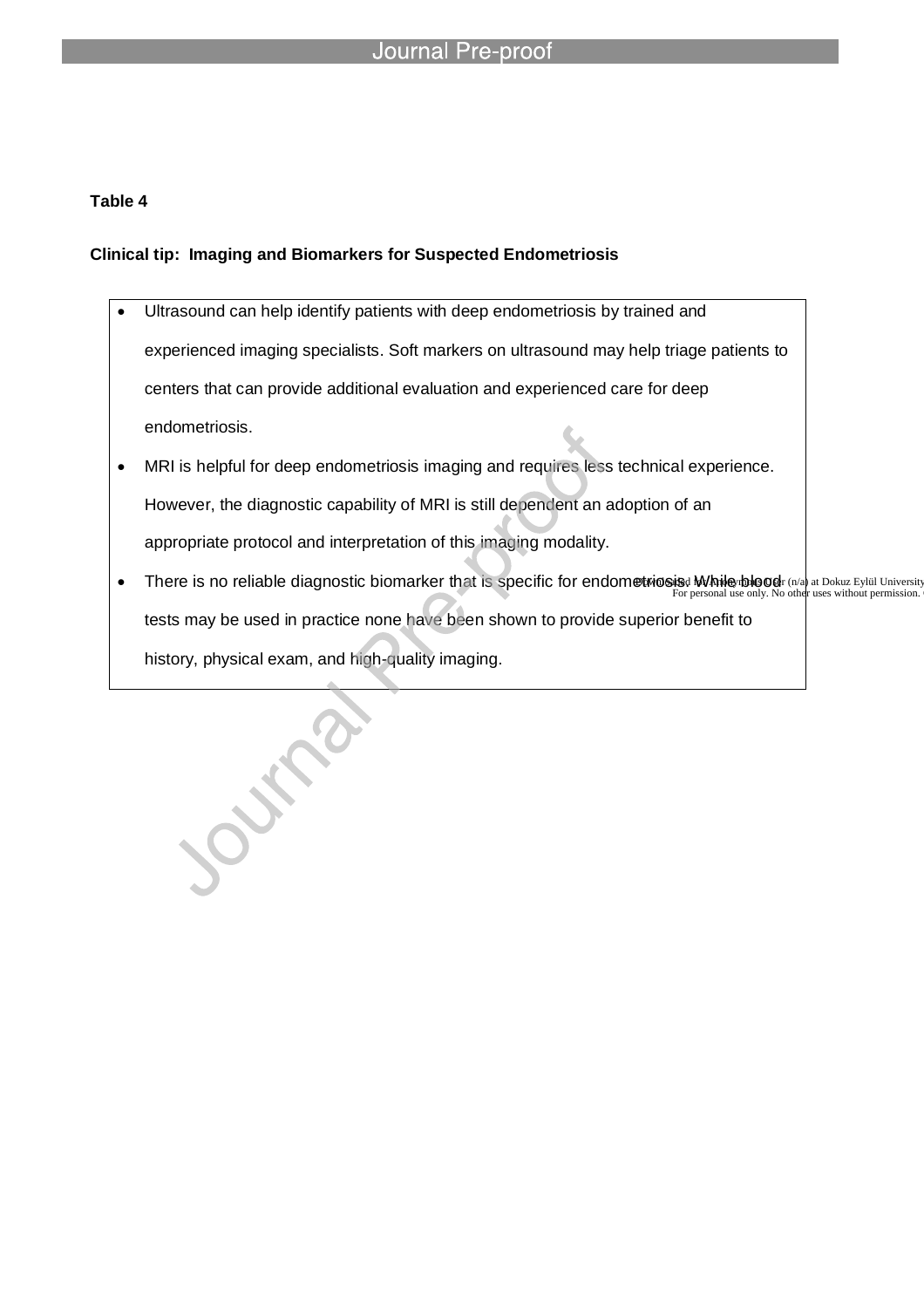**Table 4**

**Clinical tip: Imaging and Biomarkers for Suspected Endometriosis**

- Ultrasound can help identify patients with deep endometriosis by trained and experienced imaging specialists. Soft markers on ultrasound may help triage patients to centers that can provide additional evaluation and experienced care for deep endometriosis.
- MRI is helpful for deep endometriosis imaging and requires less technical experience. However, the diagnostic capability of MRI is still dependent an adoption of an appropriate protocol and interpretation of this imaging modality.
- There is no reliable diagnostic biomarker that is specific for endometriosis. While blood tests may be used in practice none have been shown to provide superior benefit to history, physical exam, and high-quality imaging.